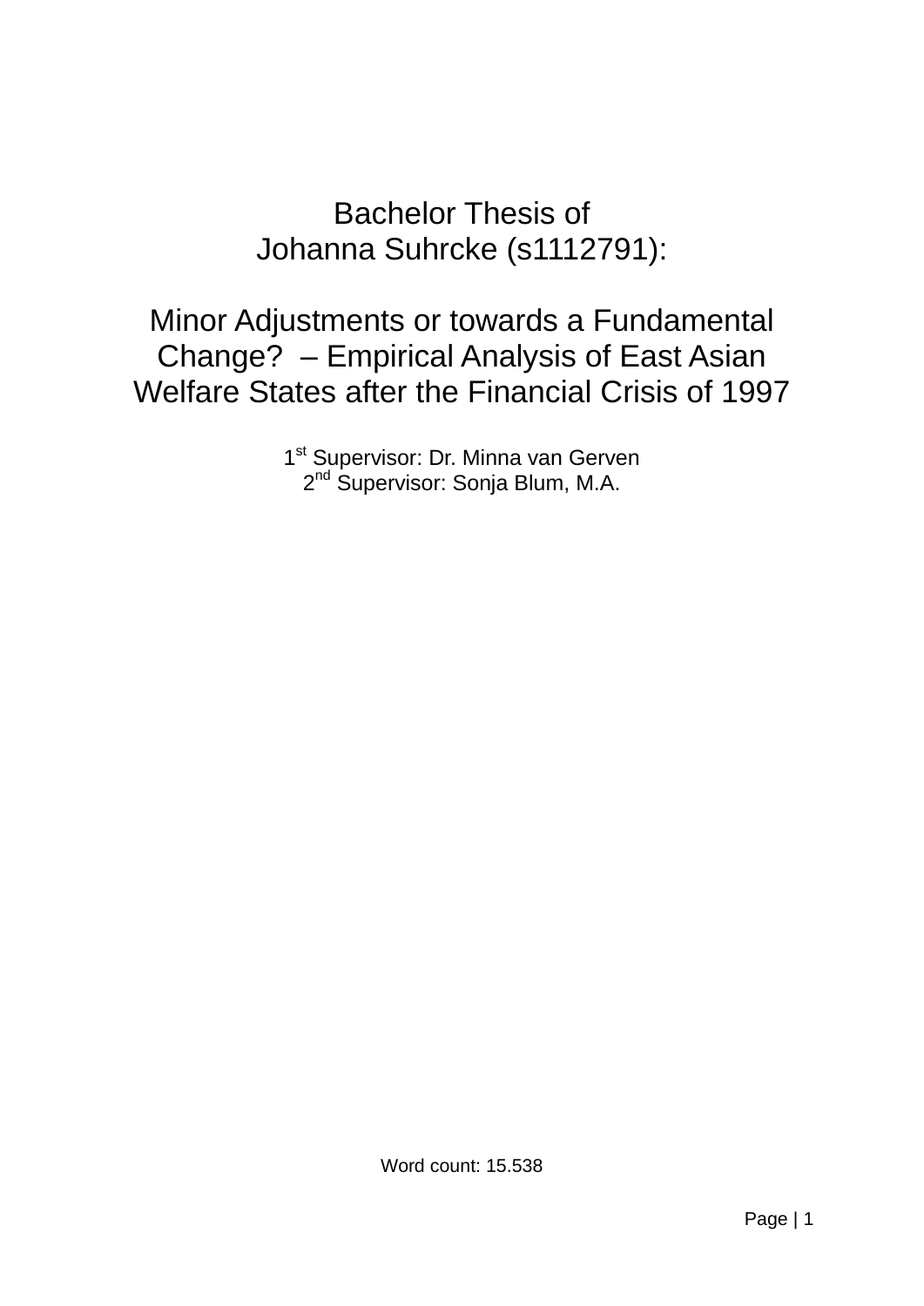Bachelor Thesis of
Johanna Suhrcke (s1112791):

# Minor Adjustments or towards a Fundamental Change? – Empirical Analysis of East Asian Welfare States after the Financial Crisis of 1997

1st Supervisor: Dr. Minna van Gerven
2nd Supervisor: Sonja Blum, M.A.

Word count: 15.538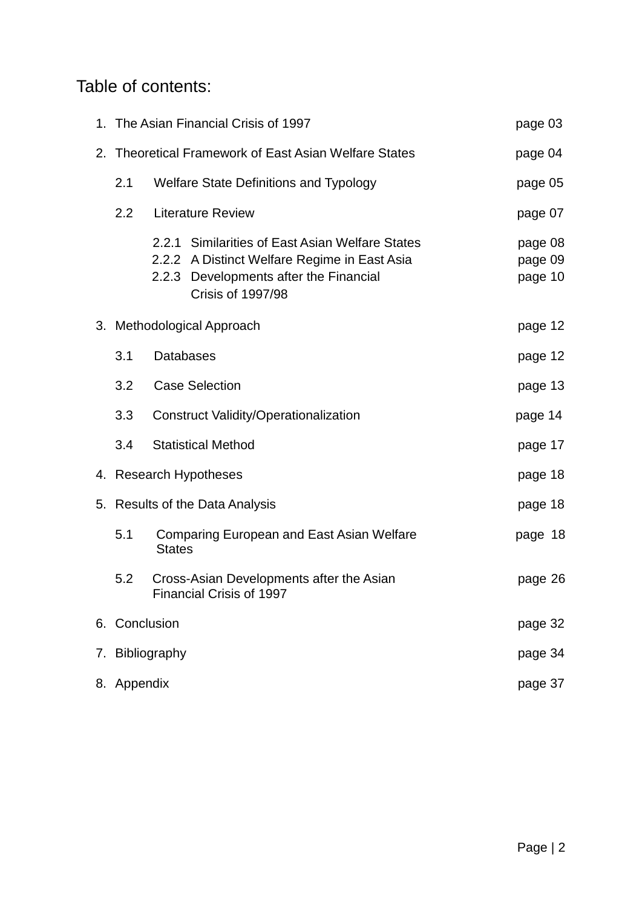# Table of contents:

1. The Asian Financial Crisis of 1997 page 03
2. Theoretical Framework of East Asian Welfare States page 04
   - 2.1 Welfare State Definitions and Typology page 05
   - 2.2 Literature Review page 07
     - 2.2.1 Similarities of East Asian Welfare States page 08
     - 2.2.2 A Distinct Welfare Regime in East Asia page 09
     - 2.2.3 Developments after the Financial Crisis of 1997/98 page 10
3. Methodological Approach page 12
   - 3.1 Databases page 12
   - 3.2 Case Selection page 13
   - 3.3 Construct Validity/Operationalization page 14
   - 3.4 Statistical Method page 17
4. Research Hypotheses page 18
5. Results of the Data Analysis page 18
   - 5.1 Comparing European and East Asian Welfare States page 18
   - 5.2 Cross-Asian Developments after the Asian Financial Crisis of 1997 page 26
6. Conclusion page 32
7. Bibliography page 34
8. Appendix page 37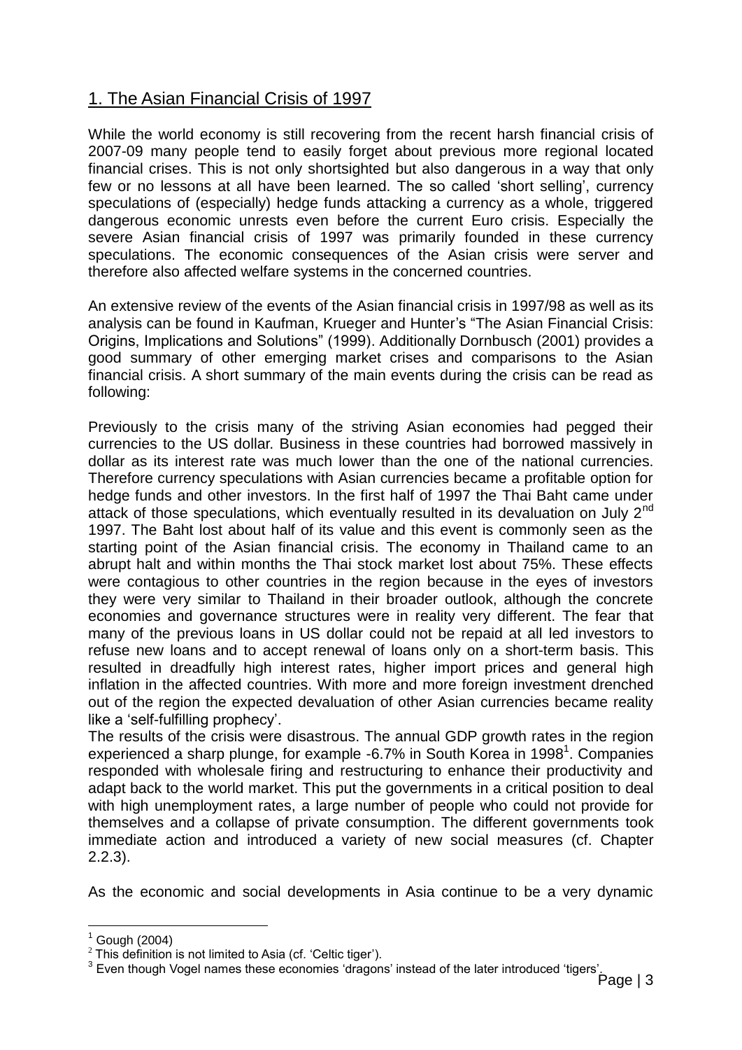## 1. The Asian Financial Crisis of 1997

While the world economy is still recovering from the recent harsh financial crisis of 2007-09 many people tend to easily forget about previous more regional located financial crises. This is not only shortsighted but also dangerous in a way that only few or no lessons at all have been learned. The so called 'short selling', currency speculations of (especially) hedge funds attacking a currency as a whole, triggered dangerous economic unrests even before the current Euro crisis. Especially the severe Asian financial crisis of 1997 was primarily founded in these currency speculations. The economic consequences of the Asian crisis were server and therefore also affected welfare systems in the concerned countries.

An extensive review of the events of the Asian financial crisis in 1997/98 as well as its analysis can be found in Kaufman, Krueger and Hunter's "The Asian Financial Crisis: Origins, Implications and Solutions" (1999). Additionally Dornbusch (2001) provides a good summary of other emerging market crises and comparisons to the Asian financial crisis. A short summary of the main events during the crisis can be read as following:

Previously to the crisis many of the striving Asian economies had pegged their currencies to the US dollar. Business in these countries had borrowed massively in dollar as its interest rate was much lower than the one of the national currencies. Therefore currency speculations with Asian currencies became a profitable option for hedge funds and other investors. In the first half of 1997 the Thai Baht came under attack of those speculations, which eventually resulted in its devaluation on July 2nd 1997. The Baht lost about half of its value and this event is commonly seen as the starting point of the Asian financial crisis. The economy in Thailand came to an abrupt halt and within months the Thai stock market lost about 75%. These effects were contagious to other countries in the region because in the eyes of investors they were very similar to Thailand in their broader outlook, although the concrete economies and governance structures were in reality very different. The fear that many of the previous loans in US dollar could not be repaid at all led investors to refuse new loans and to accept renewal of loans only on a short-term basis. This resulted in dreadfully high interest rates, higher import prices and general high inflation in the affected countries. With more and more foreign investment drenched out of the region the expected devaluation of other Asian currencies became reality like a 'self-fulfilling prophecy'.

The results of the crisis were disastrous. The annual GDP growth rates in the region experienced a sharp plunge, for example -6.7% in South Korea in 1998[1]. Companies responded with wholesale firing and restructuring to enhance their productivity and adapt back to the world market. This put the governments in a critical position to deal with high unemployment rates, a large number of people who could not provide for themselves and a collapse of private consumption. The different governments took immediate action and introduced a variety of new social measures (cf. Chapter 2.2.3).

As the economic and social developments in Asia continue to be a very dynamic

---

[1] Gough (2004)

[2] This definition is not limited to Asia (cf. 'Celtic tiger').

[3] Even though Vogel names these economies 'dragons' instead of the later introduced 'tigers'.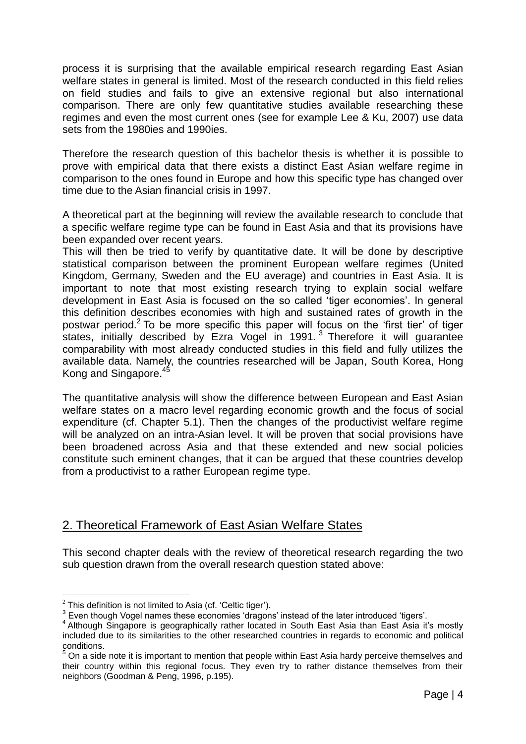process it is surprising that the available empirical research regarding East Asian welfare states in general is limited. Most of the research conducted in this field relies on field studies and fails to give an extensive regional but also international comparison. There are only few quantitative studies available researching these regimes and even the most current ones (see for example Lee & Ku, 2007) use data sets from the 1980ies and 1990ies.

Therefore the research question of this bachelor thesis is whether it is possible to prove with empirical data that there exists a distinct East Asian welfare regime in comparison to the ones found in Europe and how this specific type has changed over time due to the Asian financial crisis in 1997.

A theoretical part at the beginning will review the available research to conclude that a specific welfare regime type can be found in East Asia and that its provisions have been expanded over recent years.
This will then be tried to verify by quantitative date. It will be done by descriptive statistical comparison between the prominent European welfare regimes (United Kingdom, Germany, Sweden and the EU average) and countries in East Asia. It is important to note that most existing research trying to explain social welfare development in East Asia is focused on the so called 'tiger economies'. In general this definition describes economies with high and sustained rates of growth in the postwar period.[2] To be more specific this paper will focus on the 'first tier' of tiger states, initially described by Ezra Vogel in 1991.[3] Therefore it will guarantee comparability with most already conducted studies in this field and fully utilizes the available data. Namely, the countries researched will be Japan, South Korea, Hong Kong and Singapore.[4][5]

The quantitative analysis will show the difference between European and East Asian welfare states on a macro level regarding economic growth and the focus of social expenditure (cf. Chapter 5.1). Then the changes of the productivist welfare regime will be analyzed on an intra-Asian level. It will be proven that social provisions have been broadened across Asia and that these extended and new social policies constitute such eminent changes, that it can be argued that these countries develop from a productivist to a rather European regime type.

## 2. Theoretical Framework of East Asian Welfare States

This second chapter deals with the review of theoretical research regarding the two sub question drawn from the overall research question stated above:

---

[2] This definition is not limited to Asia (cf. 'Celtic tiger').

[3] Even though Vogel names these economies 'dragons' instead of the later introduced 'tigers'.

[4] Although Singapore is geographically rather located in South East Asia than East Asia it's mostly included due to its similarities to the other researched countries in regards to economic and political conditions.

[5] On a side note it is important to mention that people within East Asia hardy perceive themselves and their country within this regional focus. They even try to rather distance themselves from their neighbors (Goodman & Peng, 1996, p.195).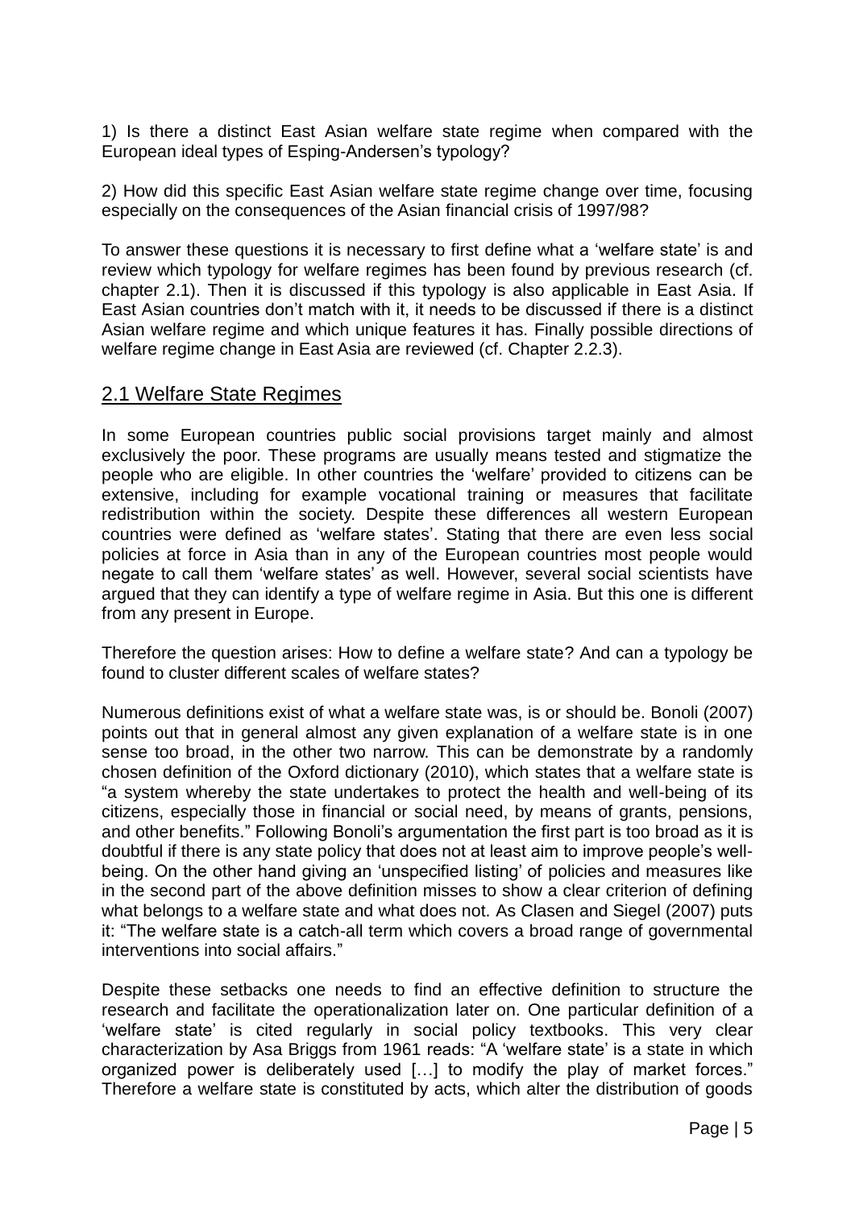1) Is there a distinct East Asian welfare state regime when compared with the European ideal types of Esping-Andersen's typology?

2) How did this specific East Asian welfare state regime change over time, focusing especially on the consequences of the Asian financial crisis of 1997/98?

To answer these questions it is necessary to first define what a 'welfare state' is and review which typology for welfare regimes has been found by previous research (cf. chapter 2.1). Then it is discussed if this typology is also applicable in East Asia. If East Asian countries don't match with it, it needs to be discussed if there is a distinct Asian welfare regime and which unique features it has. Finally possible directions of welfare regime change in East Asia are reviewed (cf. Chapter 2.2.3).

## 2.1 Welfare State Regimes

In some European countries public social provisions target mainly and almost exclusively the poor. These programs are usually means tested and stigmatize the people who are eligible. In other countries the 'welfare' provided to citizens can be extensive, including for example vocational training or measures that facilitate redistribution within the society. Despite these differences all western European countries were defined as 'welfare states'. Stating that there are even less social policies at force in Asia than in any of the European countries most people would negate to call them 'welfare states' as well. However, several social scientists have argued that they can identify a type of welfare regime in Asia. But this one is different from any present in Europe.

Therefore the question arises: How to define a welfare state? And can a typology be found to cluster different scales of welfare states?

Numerous definitions exist of what a welfare state was, is or should be. Bonoli (2007) points out that in general almost any given explanation of a welfare state is in one sense too broad, in the other two narrow. This can be demonstrate by a randomly chosen definition of the Oxford dictionary (2010), which states that a welfare state is "a system whereby the state undertakes to protect the health and well-being of its citizens, especially those in financial or social need, by means of grants, pensions, and other benefits." Following Bonoli's argumentation the first part is too broad as it is doubtful if there is any state policy that does not at least aim to improve people's well-being. On the other hand giving an 'unspecified listing' of policies and measures like in the second part of the above definition misses to show a clear criterion of defining what belongs to a welfare state and what does not. As Clasen and Siegel (2007) puts it: "The welfare state is a catch-all term which covers a broad range of governmental interventions into social affairs."

Despite these setbacks one needs to find an effective definition to structure the research and facilitate the operationalization later on. One particular definition of a 'welfare state' is cited regularly in social policy textbooks. This very clear characterization by Asa Briggs from 1961 reads: "A 'welfare state' is a state in which organized power is deliberately used […] to modify the play of market forces." Therefore a welfare state is constituted by acts, which alter the distribution of goods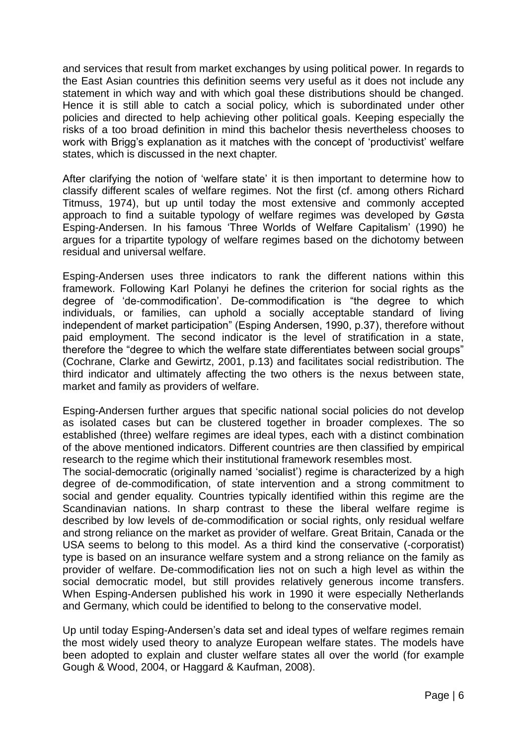and services that result from market exchanges by using political power. In regards to the East Asian countries this definition seems very useful as it does not include any statement in which way and with which goal these distributions should be changed. Hence it is still able to catch a social policy, which is subordinated under other policies and directed to help achieving other political goals. Keeping especially the risks of a too broad definition in mind this bachelor thesis nevertheless chooses to work with Brigg's explanation as it matches with the concept of 'productivist' welfare states, which is discussed in the next chapter.

After clarifying the notion of 'welfare state' it is then important to determine how to classify different scales of welfare regimes. Not the first (cf. among others Richard Titmuss, 1974), but up until today the most extensive and commonly accepted approach to find a suitable typology of welfare regimes was developed by Gøsta Esping-Andersen. In his famous 'Three Worlds of Welfare Capitalism' (1990) he argues for a tripartite typology of welfare regimes based on the dichotomy between residual and universal welfare.

Esping-Andersen uses three indicators to rank the different nations within this framework. Following Karl Polanyi he defines the criterion for social rights as the degree of 'de-commodification'. De-commodification is "the degree to which individuals, or families, can uphold a socially acceptable standard of living independent of market participation" (Esping Andersen, 1990, p.37), therefore without paid employment. The second indicator is the level of stratification in a state, therefore the "degree to which the welfare state differentiates between social groups" (Cochrane, Clarke and Gewirtz, 2001, p.13) and facilitates social redistribution. The third indicator and ultimately affecting the two others is the nexus between state, market and family as providers of welfare.

Esping-Andersen further argues that specific national social policies do not develop as isolated cases but can be clustered together in broader complexes. The so established (three) welfare regimes are ideal types, each with a distinct combination of the above mentioned indicators. Different countries are then classified by empirical research to the regime which their institutional framework resembles most.
The social-democratic (originally named 'socialist') regime is characterized by a high degree of de-commodification, of state intervention and a strong commitment to social and gender equality. Countries typically identified within this regime are the Scandinavian nations. In sharp contrast to these the liberal welfare regime is described by low levels of de-commodification or social rights, only residual welfare and strong reliance on the market as provider of welfare. Great Britain, Canada or the USA seems to belong to this model. As a third kind the conservative (-corporatist) type is based on an insurance welfare system and a strong reliance on the family as provider of welfare. De-commodification lies not on such a high level as within the social democratic model, but still provides relatively generous income transfers. When Esping-Andersen published his work in 1990 it were especially Netherlands and Germany, which could be identified to belong to the conservative model.

Up until today Esping-Andersen's data set and ideal types of welfare regimes remain the most widely used theory to analyze European welfare states. The models have been adopted to explain and cluster welfare states all over the world (for example Gough & Wood, 2004, or Haggard & Kaufman, 2008).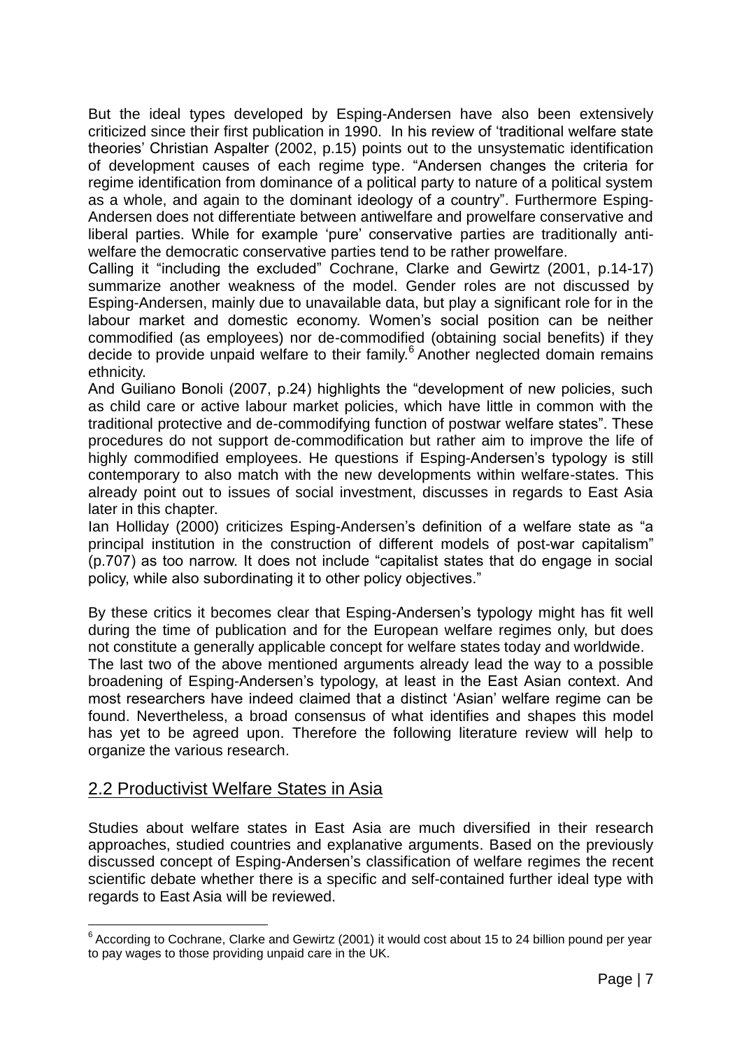But the ideal types developed by Esping-Andersen have also been extensively criticized since their first publication in 1990. In his review of 'traditional welfare state theories' Christian Aspalter (2002, p.15) points out to the unsystematic identification of development causes of each regime type. "Andersen changes the criteria for regime identification from dominance of a political party to nature of a political system as a whole, and again to the dominant ideology of a country". Furthermore Esping-Andersen does not differentiate between antiwelfare and prowelfare conservative and liberal parties. While for example 'pure' conservative parties are traditionally anti-welfare the democratic conservative parties tend to be rather prowelfare.

Calling it "including the excluded" Cochrane, Clarke and Gewirtz (2001, p.14-17) summarize another weakness of the model. Gender roles are not discussed by Esping-Andersen, mainly due to unavailable data, but play a significant role for in the labour market and domestic economy. Women's social position can be neither commodified (as employees) nor de-commodified (obtaining social benefits) if they decide to provide unpaid welfare to their family.[6] Another neglected domain remains ethnicity.

And Guiliano Bonoli (2007, p.24) highlights the "development of new policies, such as child care or active labour market policies, which have little in common with the traditional protective and de-commodifying function of postwar welfare states". These procedures do not support de-commodification but rather aim to improve the life of highly commodified employees. He questions if Esping-Andersen's typology is still contemporary to also match with the new developments within welfare-states. This already point out to issues of social investment, discusses in regards to East Asia later in this chapter.

Ian Holliday (2000) criticizes Esping-Andersen's definition of a welfare state as "a principal institution in the construction of different models of post-war capitalism" (p.707) as too narrow. It does not include "capitalist states that do engage in social policy, while also subordinating it to other policy objectives."

By these critics it becomes clear that Esping-Andersen's typology might has fit well during the time of publication and for the European welfare regimes only, but does not constitute a generally applicable concept for welfare states today and worldwide.

The last two of the above mentioned arguments already lead the way to a possible broadening of Esping-Andersen's typology, at least in the East Asian context. And most researchers have indeed claimed that a distinct 'Asian' welfare regime can be found. Nevertheless, a broad consensus of what identifies and shapes this model has yet to be agreed upon. Therefore the following literature review will help to organize the various research.

## 2.2 Productivist Welfare States in Asia

Studies about welfare states in East Asia are much diversified in their research approaches, studied countries and explanative arguments. Based on the previously discussed concept of Esping-Andersen's classification of welfare regimes the recent scientific debate whether there is a specific and self-contained further ideal type with regards to East Asia will be reviewed.

---

[6] According to Cochrane, Clarke and Gewirtz (2001) it would cost about 15 to 24 billion pound per year to pay wages to those providing unpaid care in the UK.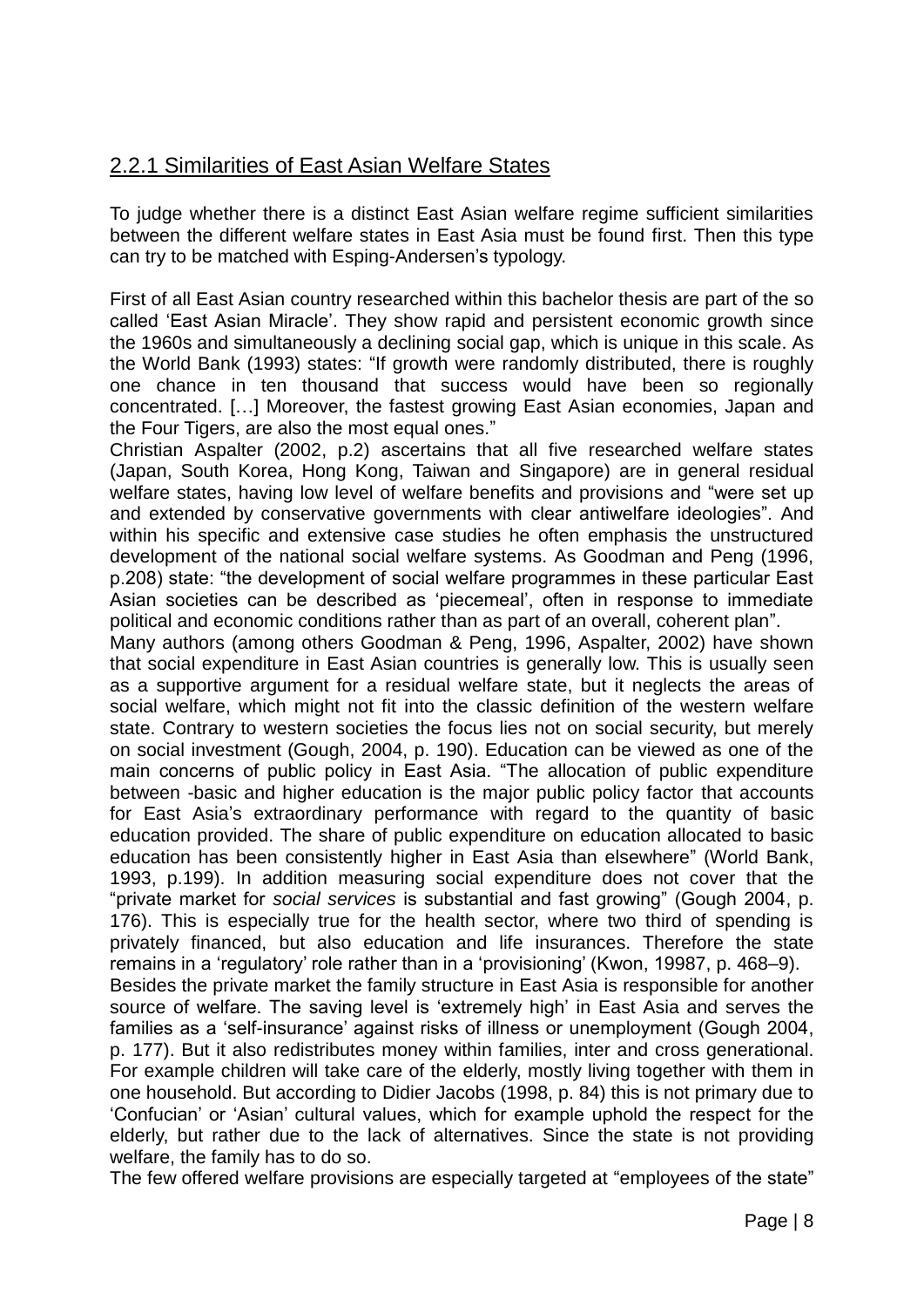### 2.2.1 Similarities of East Asian Welfare States

To judge whether there is a distinct East Asian welfare regime sufficient similarities between the different welfare states in East Asia must be found first. Then this type can try to be matched with Esping-Andersen's typology.

First of all East Asian country researched within this bachelor thesis are part of the so called 'East Asian Miracle'. They show rapid and persistent economic growth since the 1960s and simultaneously a declining social gap, which is unique in this scale. As the World Bank (1993) states: "If growth were randomly distributed, there is roughly one chance in ten thousand that success would have been so regionally concentrated. […] Moreover, the fastest growing East Asian economies, Japan and the Four Tigers, are also the most equal ones."

Christian Aspalter (2002, p.2) ascertains that all five researched welfare states (Japan, South Korea, Hong Kong, Taiwan and Singapore) are in general residual welfare states, having low level of welfare benefits and provisions and "were set up and extended by conservative governments with clear antiwelfare ideologies". And within his specific and extensive case studies he often emphasis the unstructured development of the national social welfare systems. As Goodman and Peng (1996, p.208) state: "the development of social welfare programmes in these particular East Asian societies can be described as 'piecemeal', often in response to immediate political and economic conditions rather than as part of an overall, coherent plan".

Many authors (among others Goodman & Peng, 1996, Aspalter, 2002) have shown that social expenditure in East Asian countries is generally low. This is usually seen as a supportive argument for a residual welfare state, but it neglects the areas of social welfare, which might not fit into the classic definition of the western welfare state. Contrary to western societies the focus lies not on social security, but merely on social investment (Gough, 2004, p. 190). Education can be viewed as one of the main concerns of public policy in East Asia. "The allocation of public expenditure between -basic and higher education is the major public policy factor that accounts for East Asia's extraordinary performance with regard to the quantity of basic education provided. The share of public expenditure on education allocated to basic education has been consistently higher in East Asia than elsewhere" (World Bank, 1993, p.199). In addition measuring social expenditure does not cover that the "private market for *social services* is substantial and fast growing" (Gough 2004, p. 176). This is especially true for the health sector, where two third of spending is privately financed, but also education and life insurances. Therefore the state remains in a 'regulatory' role rather than in a 'provisioning' (Kwon, 19987, p. 468–9).

Besides the private market the family structure in East Asia is responsible for another source of welfare. The saving level is 'extremely high' in East Asia and serves the families as a 'self-insurance' against risks of illness or unemployment (Gough 2004, p. 177). But it also redistributes money within families, inter and cross generational. For example children will take care of the elderly, mostly living together with them in one household. But according to Didier Jacobs (1998, p. 84) this is not primary due to 'Confucian' or 'Asian' cultural values, which for example uphold the respect for the elderly, but rather due to the lack of alternatives. Since the state is not providing welfare, the family has to do so.

The few offered welfare provisions are especially targeted at "employees of the state"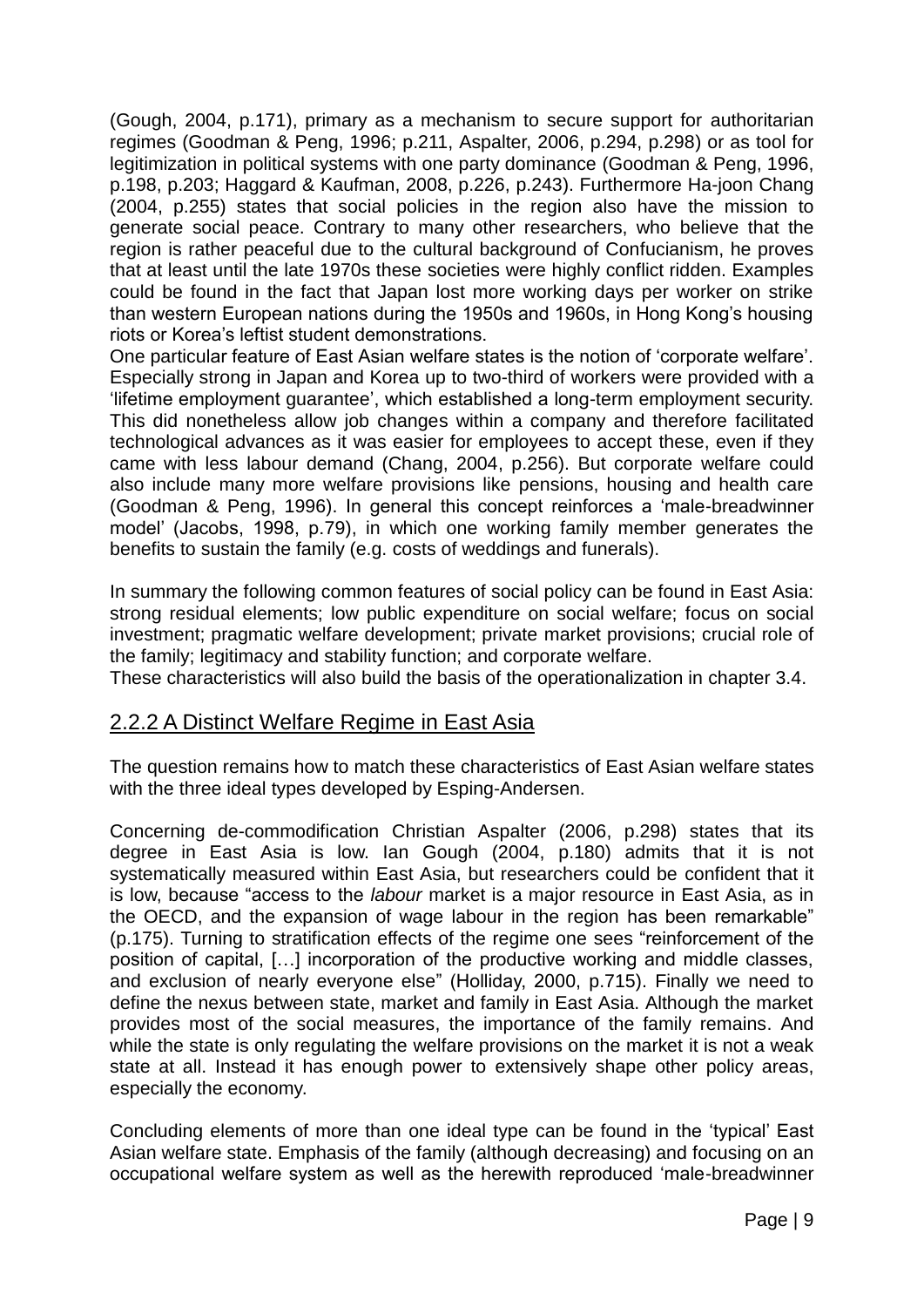(Gough, 2004, p.171), primary as a mechanism to secure support for authoritarian regimes (Goodman & Peng, 1996; p.211, Aspalter, 2006, p.294, p.298) or as tool for legitimization in political systems with one party dominance (Goodman & Peng, 1996, p.198, p.203; Haggard & Kaufman, 2008, p.226, p.243). Furthermore Ha-joon Chang (2004, p.255) states that social policies in the region also have the mission to generate social peace. Contrary to many other researchers, who believe that the region is rather peaceful due to the cultural background of Confucianism, he proves that at least until the late 1970s these societies were highly conflict ridden. Examples could be found in the fact that Japan lost more working days per worker on strike than western European nations during the 1950s and 1960s, in Hong Kong's housing riots or Korea's leftist student demonstrations.

One particular feature of East Asian welfare states is the notion of 'corporate welfare'. Especially strong in Japan and Korea up to two-third of workers were provided with a 'lifetime employment guarantee', which established a long-term employment security. This did nonetheless allow job changes within a company and therefore facilitated technological advances as it was easier for employees to accept these, even if they came with less labour demand (Chang, 2004, p.256). But corporate welfare could also include many more welfare provisions like pensions, housing and health care (Goodman & Peng, 1996). In general this concept reinforces a 'male-breadwinner model' (Jacobs, 1998, p.79), in which one working family member generates the benefits to sustain the family (e.g. costs of weddings and funerals).

In summary the following common features of social policy can be found in East Asia: strong residual elements; low public expenditure on social welfare; focus on social investment; pragmatic welfare development; private market provisions; crucial role of the family; legitimacy and stability function; and corporate welfare.

These characteristics will also build the basis of the operationalization in chapter 3.4.

### 2.2.2 A Distinct Welfare Regime in East Asia

The question remains how to match these characteristics of East Asian welfare states with the three ideal types developed by Esping-Andersen.

Concerning de-commodification Christian Aspalter (2006, p.298) states that its degree in East Asia is low. Ian Gough (2004, p.180) admits that it is not systematically measured within East Asia, but researchers could be confident that it is low, because "access to the *labour* market is a major resource in East Asia, as in the OECD, and the expansion of wage labour in the region has been remarkable" (p.175). Turning to stratification effects of the regime one sees "reinforcement of the position of capital, […] incorporation of the productive working and middle classes, and exclusion of nearly everyone else" (Holliday, 2000, p.715). Finally we need to define the nexus between state, market and family in East Asia. Although the market provides most of the social measures, the importance of the family remains. And while the state is only regulating the welfare provisions on the market it is not a weak state at all. Instead it has enough power to extensively shape other policy areas, especially the economy.

Concluding elements of more than one ideal type can be found in the 'typical' East Asian welfare state. Emphasis of the family (although decreasing) and focusing on an occupational welfare system as well as the herewith reproduced 'male-breadwinner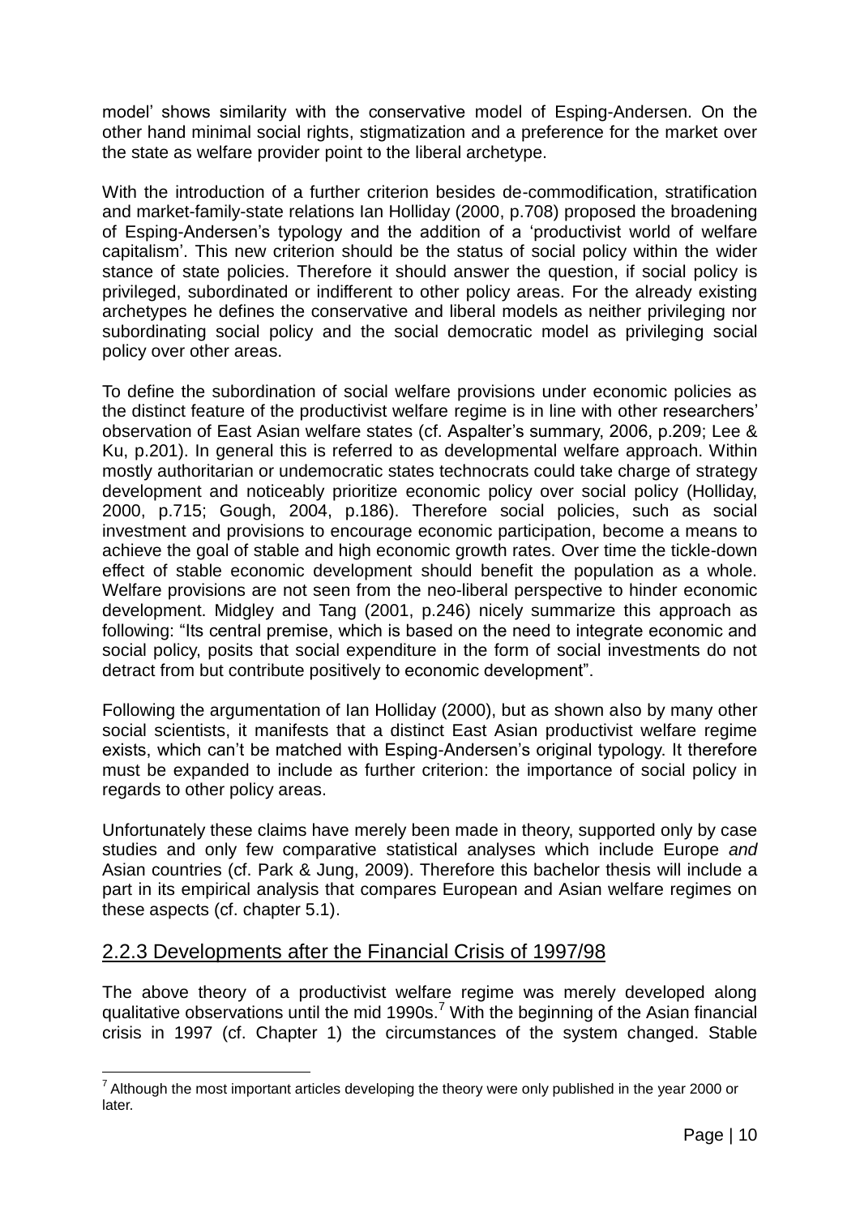model' shows similarity with the conservative model of Esping-Andersen. On the other hand minimal social rights, stigmatization and a preference for the market over the state as welfare provider point to the liberal archetype.

With the introduction of a further criterion besides de-commodification, stratification and market-family-state relations Ian Holliday (2000, p.708) proposed the broadening of Esping-Andersen's typology and the addition of a 'productivist world of welfare capitalism'. This new criterion should be the status of social policy within the wider stance of state policies. Therefore it should answer the question, if social policy is privileged, subordinated or indifferent to other policy areas. For the already existing archetypes he defines the conservative and liberal models as neither privileging nor subordinating social policy and the social democratic model as privileging social policy over other areas.

To define the subordination of social welfare provisions under economic policies as the distinct feature of the productivist welfare regime is in line with other researchers' observation of East Asian welfare states (cf. Aspalter's summary, 2006, p.209; Lee & Ku, p.201). In general this is referred to as developmental welfare approach. Within mostly authoritarian or undemocratic states technocrats could take charge of strategy development and noticeably prioritize economic policy over social policy (Holliday, 2000, p.715; Gough, 2004, p.186). Therefore social policies, such as social investment and provisions to encourage economic participation, become a means to achieve the goal of stable and high economic growth rates. Over time the tickle-down effect of stable economic development should benefit the population as a whole. Welfare provisions are not seen from the neo-liberal perspective to hinder economic development. Midgley and Tang (2001, p.246) nicely summarize this approach as following: "Its central premise, which is based on the need to integrate economic and social policy, posits that social expenditure in the form of social investments do not detract from but contribute positively to economic development".

Following the argumentation of Ian Holliday (2000), but as shown also by many other social scientists, it manifests that a distinct East Asian productivist welfare regime exists, which can't be matched with Esping-Andersen's original typology. It therefore must be expanded to include as further criterion: the importance of social policy in regards to other policy areas.

Unfortunately these claims have merely been made in theory, supported only by case studies and only few comparative statistical analyses which include Europe *and* Asian countries (cf. Park & Jung, 2009). Therefore this bachelor thesis will include a part in its empirical analysis that compares European and Asian welfare regimes on these aspects (cf. chapter 5.1).

### 2.2.3 Developments after the Financial Crisis of 1997/98

The above theory of a productivist welfare regime was merely developed along qualitative observations until the mid 1990s.[7] With the beginning of the Asian financial crisis in 1997 (cf. Chapter 1) the circumstances of the system changed. Stable

[7] Although the most important articles developing the theory were only published in the year 2000 or later.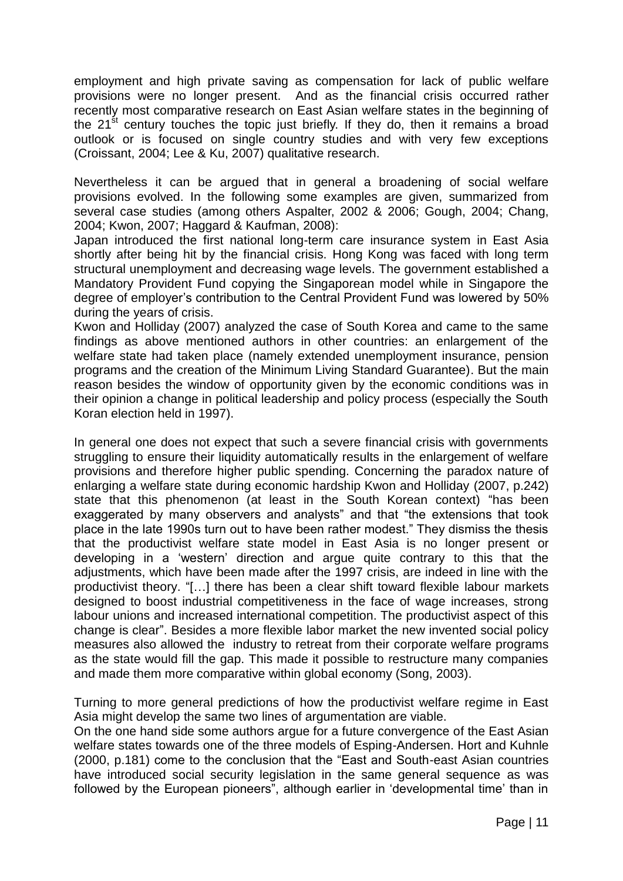employment and high private saving as compensation for lack of public welfare provisions were no longer present. And as the financial crisis occurred rather recently most comparative research on East Asian welfare states in the beginning of the 21st century touches the topic just briefly. If they do, then it remains a broad outlook or is focused on single country studies and with very few exceptions (Croissant, 2004; Lee & Ku, 2007) qualitative research.

Nevertheless it can be argued that in general a broadening of social welfare provisions evolved. In the following some examples are given, summarized from several case studies (among others Aspalter, 2002 & 2006; Gough, 2004; Chang, 2004; Kwon, 2007; Haggard & Kaufman, 2008):

Japan introduced the first national long-term care insurance system in East Asia shortly after being hit by the financial crisis. Hong Kong was faced with long term structural unemployment and decreasing wage levels. The government established a Mandatory Provident Fund copying the Singaporean model while in Singapore the degree of employer's contribution to the Central Provident Fund was lowered by 50% during the years of crisis.

Kwon and Holliday (2007) analyzed the case of South Korea and came to the same findings as above mentioned authors in other countries: an enlargement of the welfare state had taken place (namely extended unemployment insurance, pension programs and the creation of the Minimum Living Standard Guarantee). But the main reason besides the window of opportunity given by the economic conditions was in their opinion a change in political leadership and policy process (especially the South Koran election held in 1997).

In general one does not expect that such a severe financial crisis with governments struggling to ensure their liquidity automatically results in the enlargement of welfare provisions and therefore higher public spending. Concerning the paradox nature of enlarging a welfare state during economic hardship Kwon and Holliday (2007, p.242) state that this phenomenon (at least in the South Korean context) "has been exaggerated by many observers and analysts" and that "the extensions that took place in the late 1990s turn out to have been rather modest." They dismiss the thesis that the productivist welfare state model in East Asia is no longer present or developing in a 'western' direction and argue quite contrary to this that the adjustments, which have been made after the 1997 crisis, are indeed in line with the productivist theory. "[…] there has been a clear shift toward flexible labour markets designed to boost industrial competitiveness in the face of wage increases, strong labour unions and increased international competition. The productivist aspect of this change is clear". Besides a more flexible labor market the new invented social policy measures also allowed the industry to retreat from their corporate welfare programs as the state would fill the gap. This made it possible to restructure many companies and made them more comparative within global economy (Song, 2003).

Turning to more general predictions of how the productivist welfare regime in East Asia might develop the same two lines of argumentation are viable.

On the one hand side some authors argue for a future convergence of the East Asian welfare states towards one of the three models of Esping-Andersen. Hort and Kuhnle (2000, p.181) come to the conclusion that the "East and South-east Asian countries have introduced social security legislation in the same general sequence as was followed by the European pioneers", although earlier in 'developmental time' than in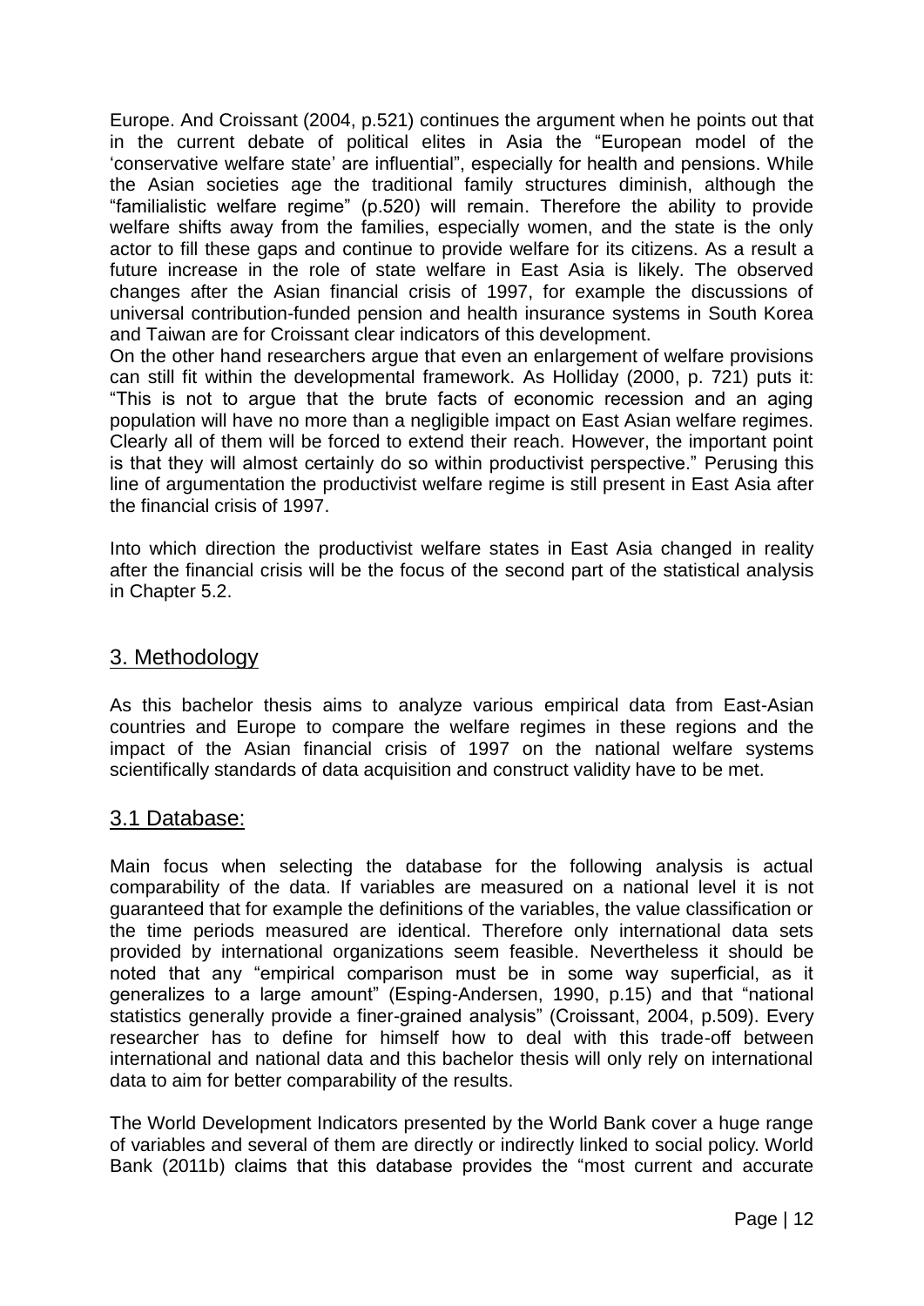Europe. And Croissant (2004, p.521) continues the argument when he points out that in the current debate of political elites in Asia the "European model of the 'conservative welfare state' are influential", especially for health and pensions. While the Asian societies age the traditional family structures diminish, although the "familialistic welfare regime" (p.520) will remain. Therefore the ability to provide welfare shifts away from the families, especially women, and the state is the only actor to fill these gaps and continue to provide welfare for its citizens. As a result a future increase in the role of state welfare in East Asia is likely. The observed changes after the Asian financial crisis of 1997, for example the discussions of universal contribution-funded pension and health insurance systems in South Korea and Taiwan are for Croissant clear indicators of this development.
On the other hand researchers argue that even an enlargement of welfare provisions can still fit within the developmental framework. As Holliday (2000, p. 721) puts it: "This is not to argue that the brute facts of economic recession and an aging population will have no more than a negligible impact on East Asian welfare regimes. Clearly all of them will be forced to extend their reach. However, the important point is that they will almost certainly do so within productivist perspective." Perusing this line of argumentation the productivist welfare regime is still present in East Asia after the financial crisis of 1997.

Into which direction the productivist welfare states in East Asia changed in reality after the financial crisis will be the focus of the second part of the statistical analysis in Chapter 5.2.

## 3. Methodology

As this bachelor thesis aims to analyze various empirical data from East-Asian countries and Europe to compare the welfare regimes in these regions and the impact of the Asian financial crisis of 1997 on the national welfare systems scientifically standards of data acquisition and construct validity have to be met.

### 3.1 Database:

Main focus when selecting the database for the following analysis is actual comparability of the data. If variables are measured on a national level it is not guaranteed that for example the definitions of the variables, the value classification or the time periods measured are identical. Therefore only international data sets provided by international organizations seem feasible. Nevertheless it should be noted that any "empirical comparison must be in some way superficial, as it generalizes to a large amount" (Esping-Andersen, 1990, p.15) and that "national statistics generally provide a finer-grained analysis" (Croissant, 2004, p.509). Every researcher has to define for himself how to deal with this trade-off between international and national data and this bachelor thesis will only rely on international data to aim for better comparability of the results.

The World Development Indicators presented by the World Bank cover a huge range of variables and several of them are directly or indirectly linked to social policy. World Bank (2011b) claims that this database provides the "most current and accurate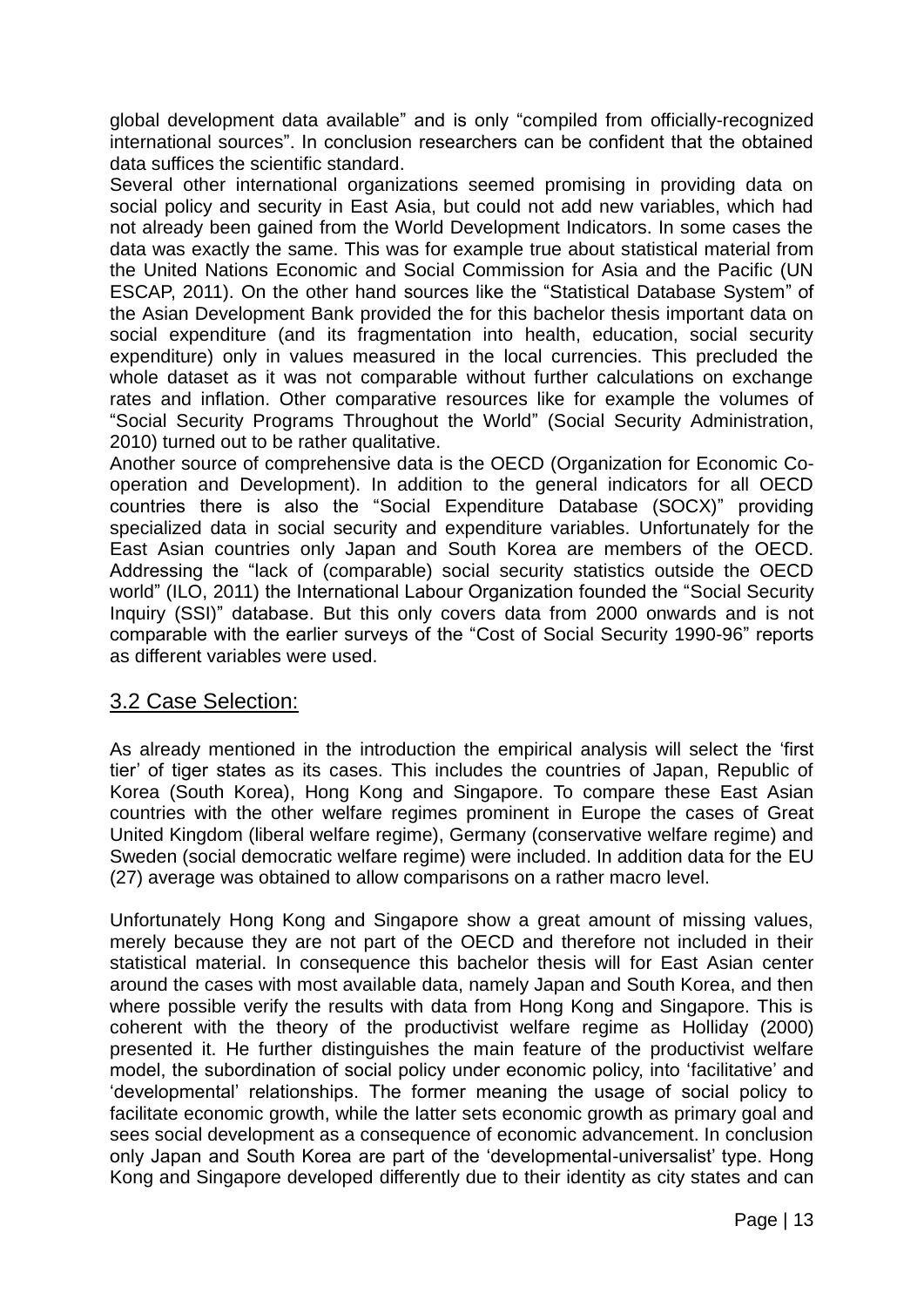global development data available" and is only "compiled from officially-recognized international sources". In conclusion researchers can be confident that the obtained data suffices the scientific standard.

Several other international organizations seemed promising in providing data on social policy and security in East Asia, but could not add new variables, which had not already been gained from the World Development Indicators. In some cases the data was exactly the same. This was for example true about statistical material from the United Nations Economic and Social Commission for Asia and the Pacific (UN ESCAP, 2011). On the other hand sources like the "Statistical Database System" of the Asian Development Bank provided the for this bachelor thesis important data on social expenditure (and its fragmentation into health, education, social security expenditure) only in values measured in the local currencies. This precluded the whole dataset as it was not comparable without further calculations on exchange rates and inflation. Other comparative resources like for example the volumes of "Social Security Programs Throughout the World" (Social Security Administration, 2010) turned out to be rather qualitative.

Another source of comprehensive data is the OECD (Organization for Economic Co-operation and Development). In addition to the general indicators for all OECD countries there is also the "Social Expenditure Database (SOCX)" providing specialized data in social security and expenditure variables. Unfortunately for the East Asian countries only Japan and South Korea are members of the OECD. Addressing the "lack of (comparable) social security statistics outside the OECD world" (ILO, 2011) the International Labour Organization founded the "Social Security Inquiry (SSI)" database. But this only covers data from 2000 onwards and is not comparable with the earlier surveys of the "Cost of Social Security 1990-96" reports as different variables were used.

## 3.2 Case Selection:

As already mentioned in the introduction the empirical analysis will select the 'first tier' of tiger states as its cases. This includes the countries of Japan, Republic of Korea (South Korea), Hong Kong and Singapore. To compare these East Asian countries with the other welfare regimes prominent in Europe the cases of Great United Kingdom (liberal welfare regime), Germany (conservative welfare regime) and Sweden (social democratic welfare regime) were included. In addition data for the EU (27) average was obtained to allow comparisons on a rather macro level.

Unfortunately Hong Kong and Singapore show a great amount of missing values, merely because they are not part of the OECD and therefore not included in their statistical material. In consequence this bachelor thesis will for East Asian center around the cases with most available data, namely Japan and South Korea, and then where possible verify the results with data from Hong Kong and Singapore. This is coherent with the theory of the productivist welfare regime as Holliday (2000) presented it. He further distinguishes the main feature of the productivist welfare model, the subordination of social policy under economic policy, into 'facilitative' and 'developmental' relationships. The former meaning the usage of social policy to facilitate economic growth, while the latter sets economic growth as primary goal and sees social development as a consequence of economic advancement. In conclusion only Japan and South Korea are part of the 'developmental-universalist' type. Hong Kong and Singapore developed differently due to their identity as city states and can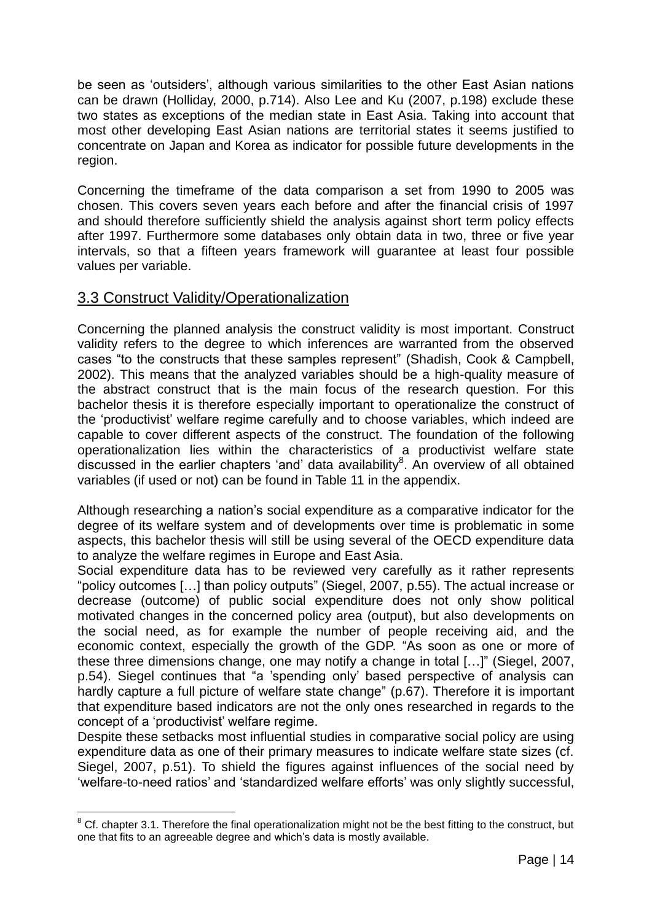be seen as 'outsiders', although various similarities to the other East Asian nations can be drawn (Holliday, 2000, p.714). Also Lee and Ku (2007, p.198) exclude these two states as exceptions of the median state in East Asia. Taking into account that most other developing East Asian nations are territorial states it seems justified to concentrate on Japan and Korea as indicator for possible future developments in the region.

Concerning the timeframe of the data comparison a set from 1990 to 2005 was chosen. This covers seven years each before and after the financial crisis of 1997 and should therefore sufficiently shield the analysis against short term policy effects after 1997. Furthermore some databases only obtain data in two, three or five year intervals, so that a fifteen years framework will guarantee at least four possible values per variable.

## 3.3 Construct Validity/Operationalization

Concerning the planned analysis the construct validity is most important. Construct validity refers to the degree to which inferences are warranted from the observed cases "to the constructs that these samples represent" (Shadish, Cook & Campbell, 2002). This means that the analyzed variables should be a high-quality measure of the abstract construct that is the main focus of the research question. For this bachelor thesis it is therefore especially important to operationalize the construct of the 'productivist' welfare regime carefully and to choose variables, which indeed are capable to cover different aspects of the construct. The foundation of the following operationalization lies within the characteristics of a productivist welfare state discussed in the earlier chapters 'and' data availability[8]. An overview of all obtained variables (if used or not) can be found in Table 11 in the appendix.

Although researching a nation's social expenditure as a comparative indicator for the degree of its welfare system and of developments over time is problematic in some aspects, this bachelor thesis will still be using several of the OECD expenditure data to analyze the welfare regimes in Europe and East Asia.

Social expenditure data has to be reviewed very carefully as it rather represents "policy outcomes […] than policy outputs" (Siegel, 2007, p.55). The actual increase or decrease (outcome) of public social expenditure does not only show political motivated changes in the concerned policy area (output), but also developments on the social need, as for example the number of people receiving aid, and the economic context, especially the growth of the GDP. "As soon as one or more of these three dimensions change, one may notify a change in total […]" (Siegel, 2007, p.54). Siegel continues that "a 'spending only' based perspective of analysis can hardly capture a full picture of welfare state change" (p.67). Therefore it is important that expenditure based indicators are not the only ones researched in regards to the concept of a 'productivist' welfare regime.

Despite these setbacks most influential studies in comparative social policy are using expenditure data as one of their primary measures to indicate welfare state sizes (cf. Siegel, 2007, p.51). To shield the figures against influences of the social need by 'welfare-to-need ratios' and 'standardized welfare efforts' was only slightly successful,

[8] Cf. chapter 3.1. Therefore the final operationalization might not be the best fitting to the construct, but one that fits to an agreeable degree and which's data is mostly available.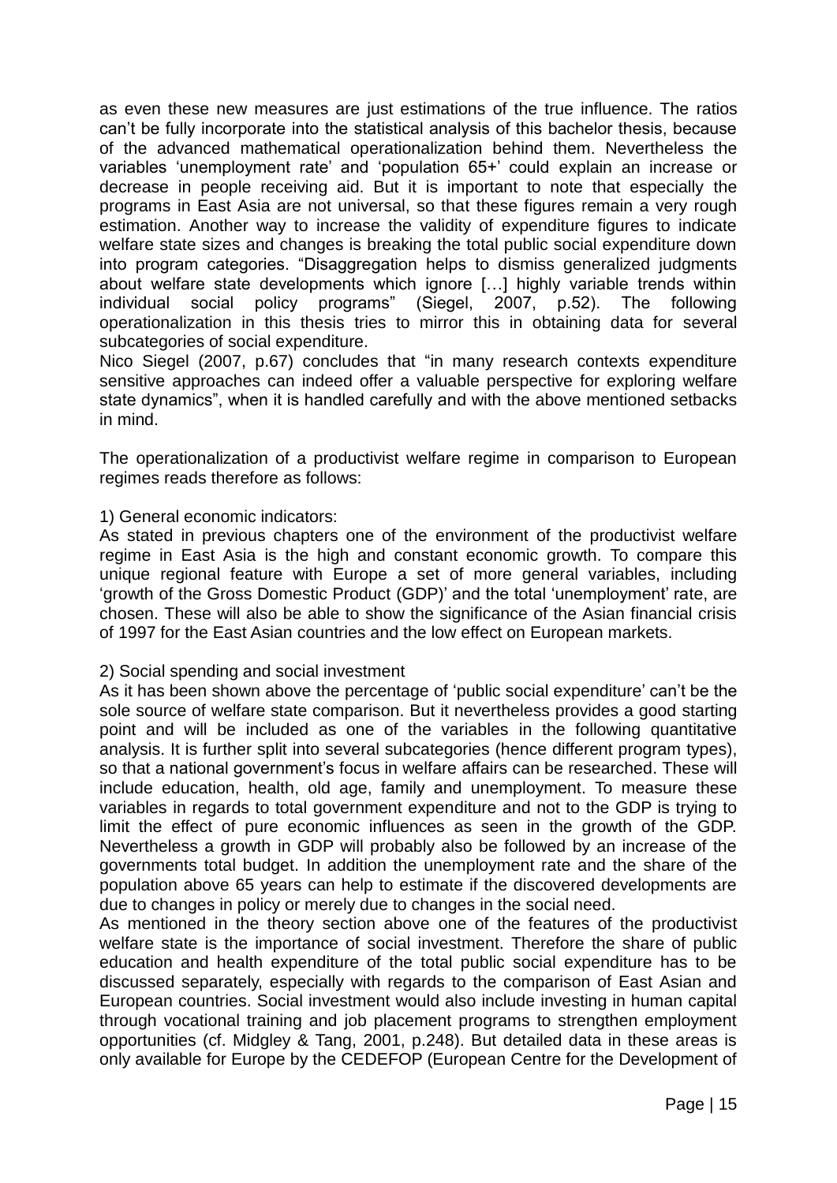as even these new measures are just estimations of the true influence. The ratios can't be fully incorporate into the statistical analysis of this bachelor thesis, because of the advanced mathematical operationalization behind them. Nevertheless the variables 'unemployment rate' and 'population 65+' could explain an increase or decrease in people receiving aid. But it is important to note that especially the programs in East Asia are not universal, so that these figures remain a very rough estimation. Another way to increase the validity of expenditure figures to indicate welfare state sizes and changes is breaking the total public social expenditure down into program categories. "Disaggregation helps to dismiss generalized judgments about welfare state developments which ignore […] highly variable trends within individual social policy programs" (Siegel, 2007, p.52). The following operationalization in this thesis tries to mirror this in obtaining data for several subcategories of social expenditure.

Nico Siegel (2007, p.67) concludes that "in many research contexts expenditure sensitive approaches can indeed offer a valuable perspective for exploring welfare state dynamics", when it is handled carefully and with the above mentioned setbacks in mind.

The operationalization of a productivist welfare regime in comparison to European regimes reads therefore as follows:

1) General economic indicators:

As stated in previous chapters one of the environment of the productivist welfare regime in East Asia is the high and constant economic growth. To compare this unique regional feature with Europe a set of more general variables, including 'growth of the Gross Domestic Product (GDP)' and the total 'unemployment' rate, are chosen. These will also be able to show the significance of the Asian financial crisis of 1997 for the East Asian countries and the low effect on European markets.

2) Social spending and social investment

As it has been shown above the percentage of 'public social expenditure' can't be the sole source of welfare state comparison. But it nevertheless provides a good starting point and will be included as one of the variables in the following quantitative analysis. It is further split into several subcategories (hence different program types), so that a national government's focus in welfare affairs can be researched. These will include education, health, old age, family and unemployment. To measure these variables in regards to total government expenditure and not to the GDP is trying to limit the effect of pure economic influences as seen in the growth of the GDP. Nevertheless a growth in GDP will probably also be followed by an increase of the governments total budget. In addition the unemployment rate and the share of the population above 65 years can help to estimate if the discovered developments are due to changes in policy or merely due to changes in the social need.

As mentioned in the theory section above one of the features of the productivist welfare state is the importance of social investment. Therefore the share of public education and health expenditure of the total public social expenditure has to be discussed separately, especially with regards to the comparison of East Asian and European countries. Social investment would also include investing in human capital through vocational training and job placement programs to strengthen employment opportunities (cf. Midgley & Tang, 2001, p.248). But detailed data in these areas is only available for Europe by the CEDEFOP (European Centre for the Development of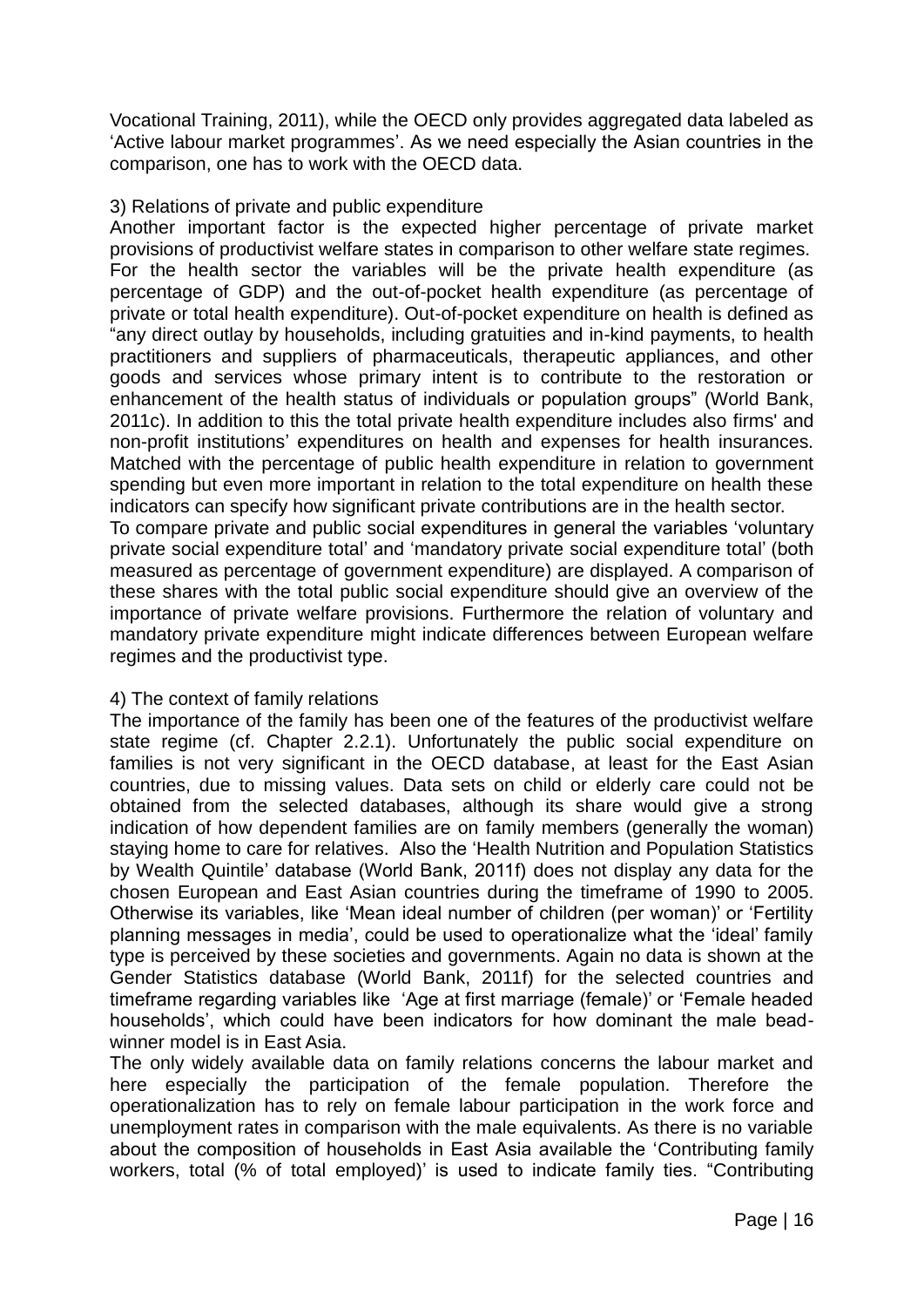Vocational Training, 2011), while the OECD only provides aggregated data labeled as 'Active labour market programmes'. As we need especially the Asian countries in the comparison, one has to work with the OECD data.

3) Relations of private and public expenditure

Another important factor is the expected higher percentage of private market provisions of productivist welfare states in comparison to other welfare state regimes. For the health sector the variables will be the private health expenditure (as percentage of GDP) and the out-of-pocket health expenditure (as percentage of private or total health expenditure). Out-of-pocket expenditure on health is defined as "any direct outlay by households, including gratuities and in-kind payments, to health practitioners and suppliers of pharmaceuticals, therapeutic appliances, and other goods and services whose primary intent is to contribute to the restoration or enhancement of the health status of individuals or population groups" (World Bank, 2011c). In addition to this the total private health expenditure includes also firms' and non-profit institutions' expenditures on health and expenses for health insurances. Matched with the percentage of public health expenditure in relation to government spending but even more important in relation to the total expenditure on health these indicators can specify how significant private contributions are in the health sector.

To compare private and public social expenditures in general the variables 'voluntary private social expenditure total' and 'mandatory private social expenditure total' (both measured as percentage of government expenditure) are displayed. A comparison of these shares with the total public social expenditure should give an overview of the importance of private welfare provisions. Furthermore the relation of voluntary and mandatory private expenditure might indicate differences between European welfare regimes and the productivist type.

4) The context of family relations

The importance of the family has been one of the features of the productivist welfare state regime (cf. Chapter 2.2.1). Unfortunately the public social expenditure on families is not very significant in the OECD database, at least for the East Asian countries, due to missing values. Data sets on child or elderly care could not be obtained from the selected databases, although its share would give a strong indication of how dependent families are on family members (generally the woman) staying home to care for relatives. Also the 'Health Nutrition and Population Statistics by Wealth Quintile' database (World Bank, 2011f) does not display any data for the chosen European and East Asian countries during the timeframe of 1990 to 2005. Otherwise its variables, like 'Mean ideal number of children (per woman)' or 'Fertility planning messages in media', could be used to operationalize what the 'ideal' family type is perceived by these societies and governments. Again no data is shown at the Gender Statistics database (World Bank, 2011f) for the selected countries and timeframe regarding variables like 'Age at first marriage (female)' or 'Female headed households', which could have been indicators for how dominant the male bead-winner model is in East Asia.

The only widely available data on family relations concerns the labour market and here especially the participation of the female population. Therefore the operationalization has to rely on female labour participation in the work force and unemployment rates in comparison with the male equivalents. As there is no variable about the composition of households in East Asia available the 'Contributing family workers, total (% of total employed)' is used to indicate family ties. "Contributing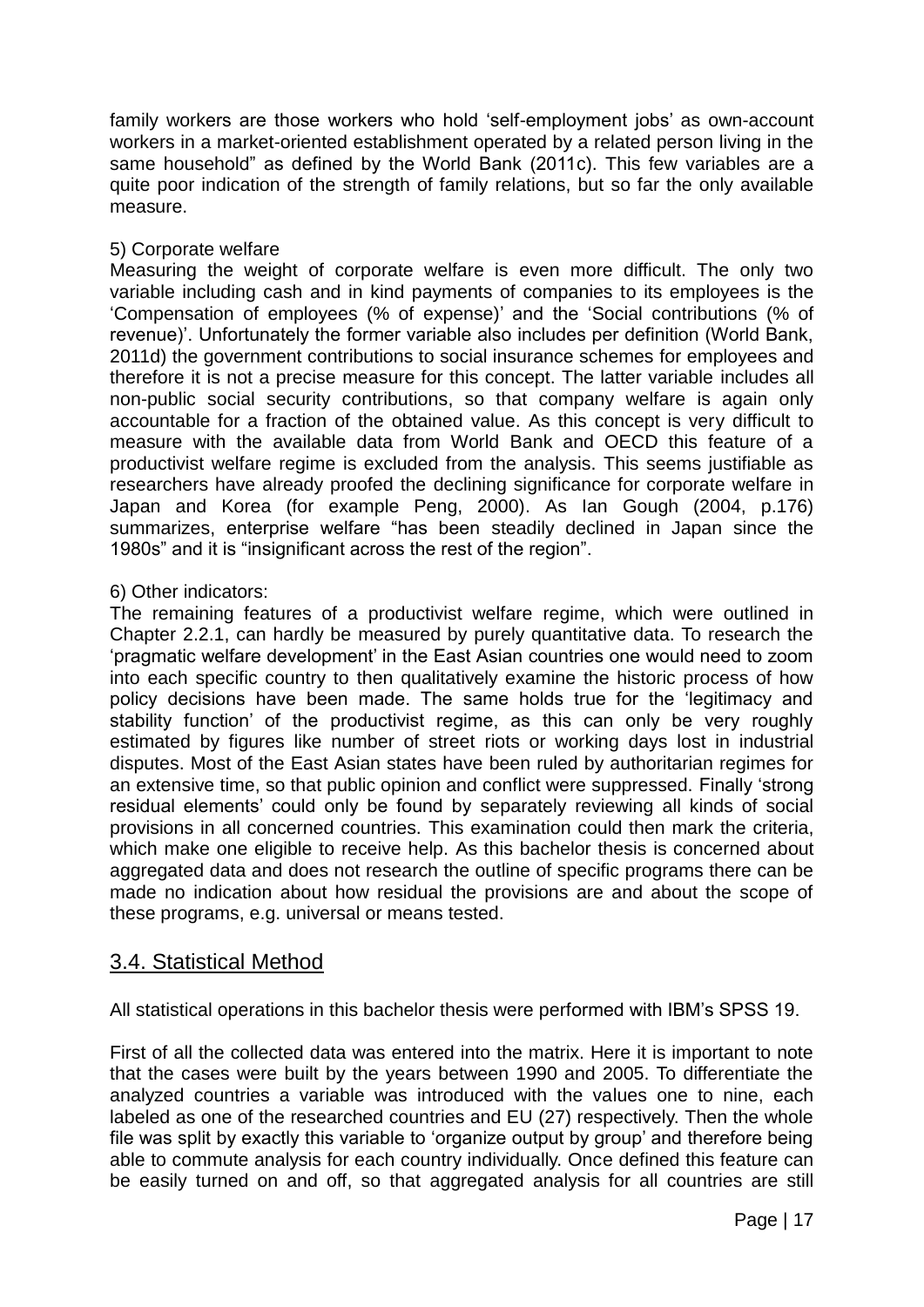family workers are those workers who hold 'self-employment jobs' as own-account workers in a market-oriented establishment operated by a related person living in the same household" as defined by the World Bank (2011c). This few variables are a quite poor indication of the strength of family relations, but so far the only available measure.

5) Corporate welfare

Measuring the weight of corporate welfare is even more difficult. The only two variable including cash and in kind payments of companies to its employees is the 'Compensation of employees (% of expense)' and the 'Social contributions (% of revenue)'. Unfortunately the former variable also includes per definition (World Bank, 2011d) the government contributions to social insurance schemes for employees and therefore it is not a precise measure for this concept. The latter variable includes all non-public social security contributions, so that company welfare is again only accountable for a fraction of the obtained value. As this concept is very difficult to measure with the available data from World Bank and OECD this feature of a productivist welfare regime is excluded from the analysis. This seems justifiable as researchers have already proofed the declining significance for corporate welfare in Japan and Korea (for example Peng, 2000). As Ian Gough (2004, p.176) summarizes, enterprise welfare "has been steadily declined in Japan since the 1980s" and it is "insignificant across the rest of the region".

6) Other indicators:

The remaining features of a productivist welfare regime, which were outlined in Chapter 2.2.1, can hardly be measured by purely quantitative data. To research the 'pragmatic welfare development' in the East Asian countries one would need to zoom into each specific country to then qualitatively examine the historic process of how policy decisions have been made. The same holds true for the 'legitimacy and stability function' of the productivist regime, as this can only be very roughly estimated by figures like number of street riots or working days lost in industrial disputes. Most of the East Asian states have been ruled by authoritarian regimes for an extensive time, so that public opinion and conflict were suppressed. Finally 'strong residual elements' could only be found by separately reviewing all kinds of social provisions in all concerned countries. This examination could then mark the criteria, which make one eligible to receive help. As this bachelor thesis is concerned about aggregated data and does not research the outline of specific programs there can be made no indication about how residual the provisions are and about the scope of these programs, e.g. universal or means tested.

## 3.4. Statistical Method

All statistical operations in this bachelor thesis were performed with IBM's SPSS 19.

First of all the collected data was entered into the matrix. Here it is important to note that the cases were built by the years between 1990 and 2005. To differentiate the analyzed countries a variable was introduced with the values one to nine, each labeled as one of the researched countries and EU (27) respectively. Then the whole file was split by exactly this variable to 'organize output by group' and therefore being able to commute analysis for each country individually. Once defined this feature can be easily turned on and off, so that aggregated analysis for all countries are still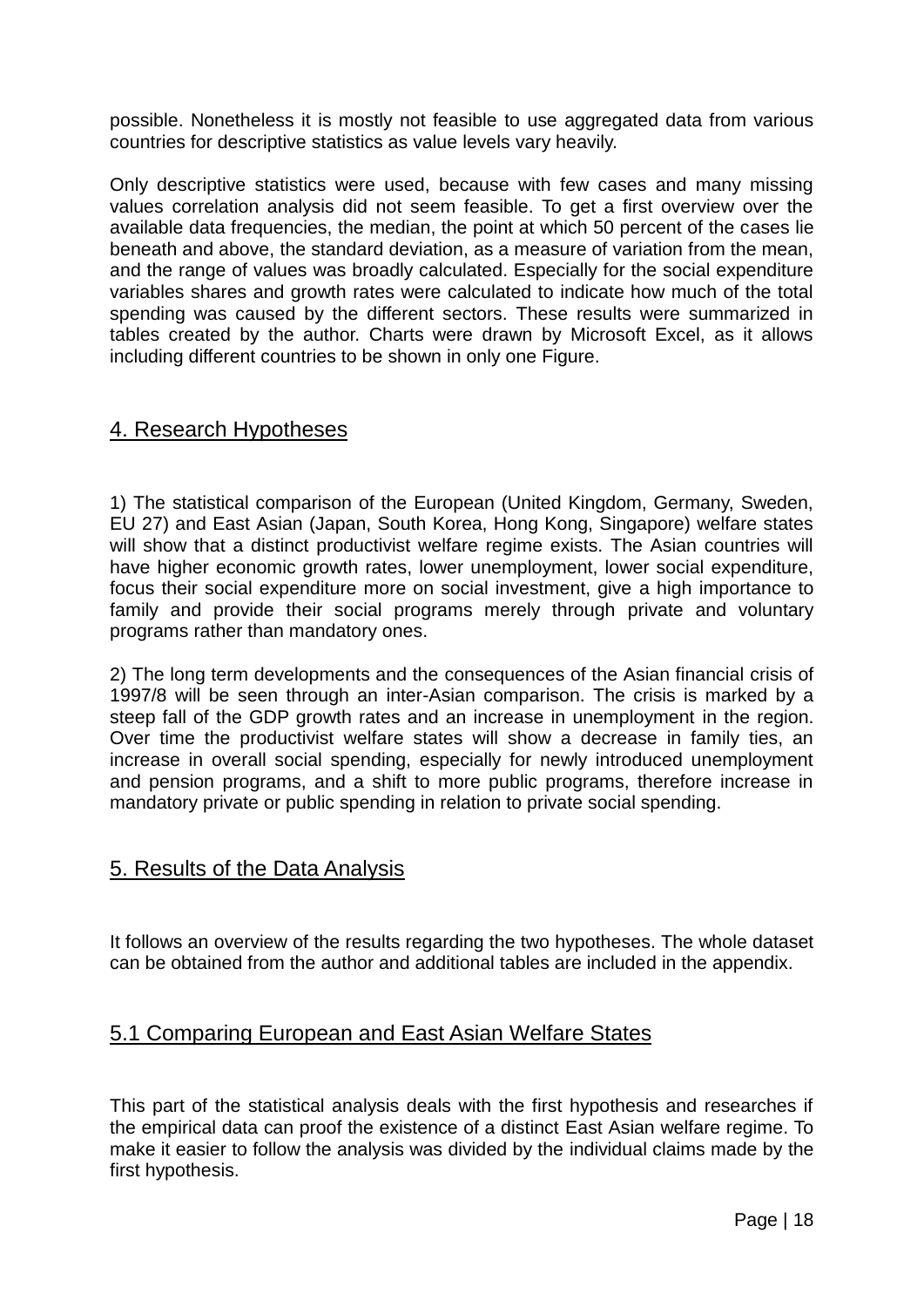possible. Nonetheless it is mostly not feasible to use aggregated data from various countries for descriptive statistics as value levels vary heavily.

Only descriptive statistics were used, because with few cases and many missing values correlation analysis did not seem feasible. To get a first overview over the available data frequencies, the median, the point at which 50 percent of the cases lie beneath and above, the standard deviation, as a measure of variation from the mean, and the range of values was broadly calculated. Especially for the social expenditure variables shares and growth rates were calculated to indicate how much of the total spending was caused by the different sectors. These results were summarized in tables created by the author. Charts were drawn by Microsoft Excel, as it allows including different countries to be shown in only one Figure.

## 4. Research Hypotheses

1) The statistical comparison of the European (United Kingdom, Germany, Sweden, EU 27) and East Asian (Japan, South Korea, Hong Kong, Singapore) welfare states will show that a distinct productivist welfare regime exists. The Asian countries will have higher economic growth rates, lower unemployment, lower social expenditure, focus their social expenditure more on social investment, give a high importance to family and provide their social programs merely through private and voluntary programs rather than mandatory ones.

2) The long term developments and the consequences of the Asian financial crisis of 1997/8 will be seen through an inter-Asian comparison. The crisis is marked by a steep fall of the GDP growth rates and an increase in unemployment in the region. Over time the productivist welfare states will show a decrease in family ties, an increase in overall social spending, especially for newly introduced unemployment and pension programs, and a shift to more public programs, therefore increase in mandatory private or public spending in relation to private social spending.

## 5. Results of the Data Analysis

It follows an overview of the results regarding the two hypotheses. The whole dataset can be obtained from the author and additional tables are included in the appendix.

### 5.1 Comparing European and East Asian Welfare States

This part of the statistical analysis deals with the first hypothesis and researches if the empirical data can proof the existence of a distinct East Asian welfare regime. To make it easier to follow the analysis was divided by the individual claims made by the first hypothesis.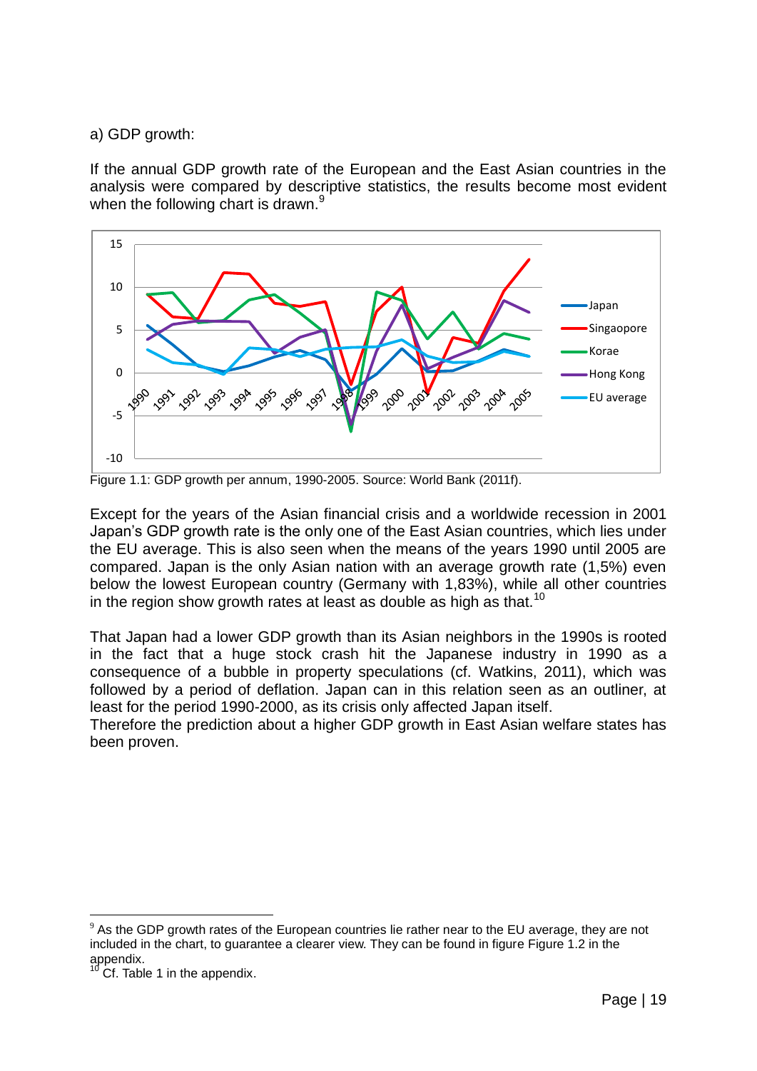a) GDP growth:

If the annual GDP growth rate of the European and the East Asian countries in the analysis were compared by descriptive statistics, the results become most evident when the following chart is drawn.[9]

Figure 1.1: GDP growth per annum, 1990-2005. Source: World Bank (2011f).

Except for the years of the Asian financial crisis and a worldwide recession in 2001 Japan's GDP growth rate is the only one of the East Asian countries, which lies under the EU average. This is also seen when the means of the years 1990 until 2005 are compared. Japan is the only Asian nation with an average growth rate (1,5%) even below the lowest European country (Germany with 1,83%), while all other countries in the region show growth rates at least as double as high as that.[10]

That Japan had a lower GDP growth than its Asian neighbors in the 1990s is rooted in the fact that a huge stock crash hit the Japanese industry in 1990 as a consequence of a bubble in property speculations (cf. Watkins, 2011), which was followed by a period of deflation. Japan can in this relation seen as an outliner, at least for the period 1990-2000, as its crisis only affected Japan itself.
Therefore the prediction about a higher GDP growth in East Asian welfare states has been proven.

[9] As the GDP growth rates of the European countries lie rather near to the EU average, they are not included in the chart, to guarantee a clearer view. They can be found in figure Figure 1.2 in the appendix.

[10] Cf. Table 1 in the appendix.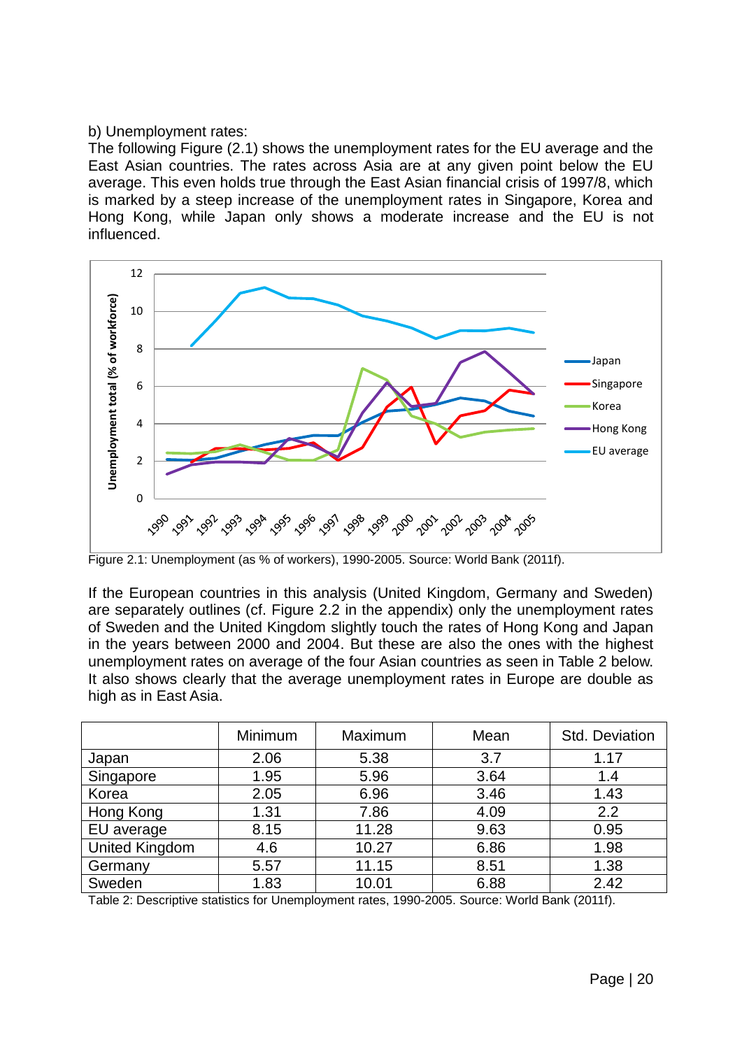b) Unemployment rates:

The following Figure (2.1) shows the unemployment rates for the EU average and the East Asian countries. The rates across Asia are at any given point below the EU average. This even holds true through the East Asian financial crisis of 1997/8, which is marked by a steep increase of the unemployment rates in Singapore, Korea and Hong Kong, while Japan only shows a moderate increase and the EU is not influenced.

Figure 2.1: Unemployment (as % of workers), 1990-2005. Source: World Bank (2011f).

If the European countries in this analysis (United Kingdom, Germany and Sweden) are separately outlines (cf. Figure 2.2 in the appendix) only the unemployment rates of Sweden and the United Kingdom slightly touch the rates of Hong Kong and Japan in the years between 2000 and 2004. But these are also the ones with the highest unemployment rates on average of the four Asian countries as seen in Table 2 below. It also shows clearly that the average unemployment rates in Europe are double as high as in East Asia.

| | Minimum | Maximum | Mean | Std. Deviation |
|---|---|---|---|---|
| Japan | 2.06 | 5.38 | 3.7 | 1.17 |
| Singapore | 1.95 | 5.96 | 3.64 | 1.4 |
| Korea | 2.05 | 6.96 | 3.46 | 1.43 |
| Hong Kong | 1.31 | 7.86 | 4.09 | 2.2 |
| EU average | 8.15 | 11.28 | 9.63 | 0.95 |
| United Kingdom | 4.6 | 10.27 | 6.86 | 1.98 |
| Germany | 5.57 | 11.15 | 8.51 | 1.38 |
| Sweden | 1.83 | 10.01 | 6.88 | 2.42 |

Table 2: Descriptive statistics for Unemployment rates, 1990-2005. Source: World Bank (2011f).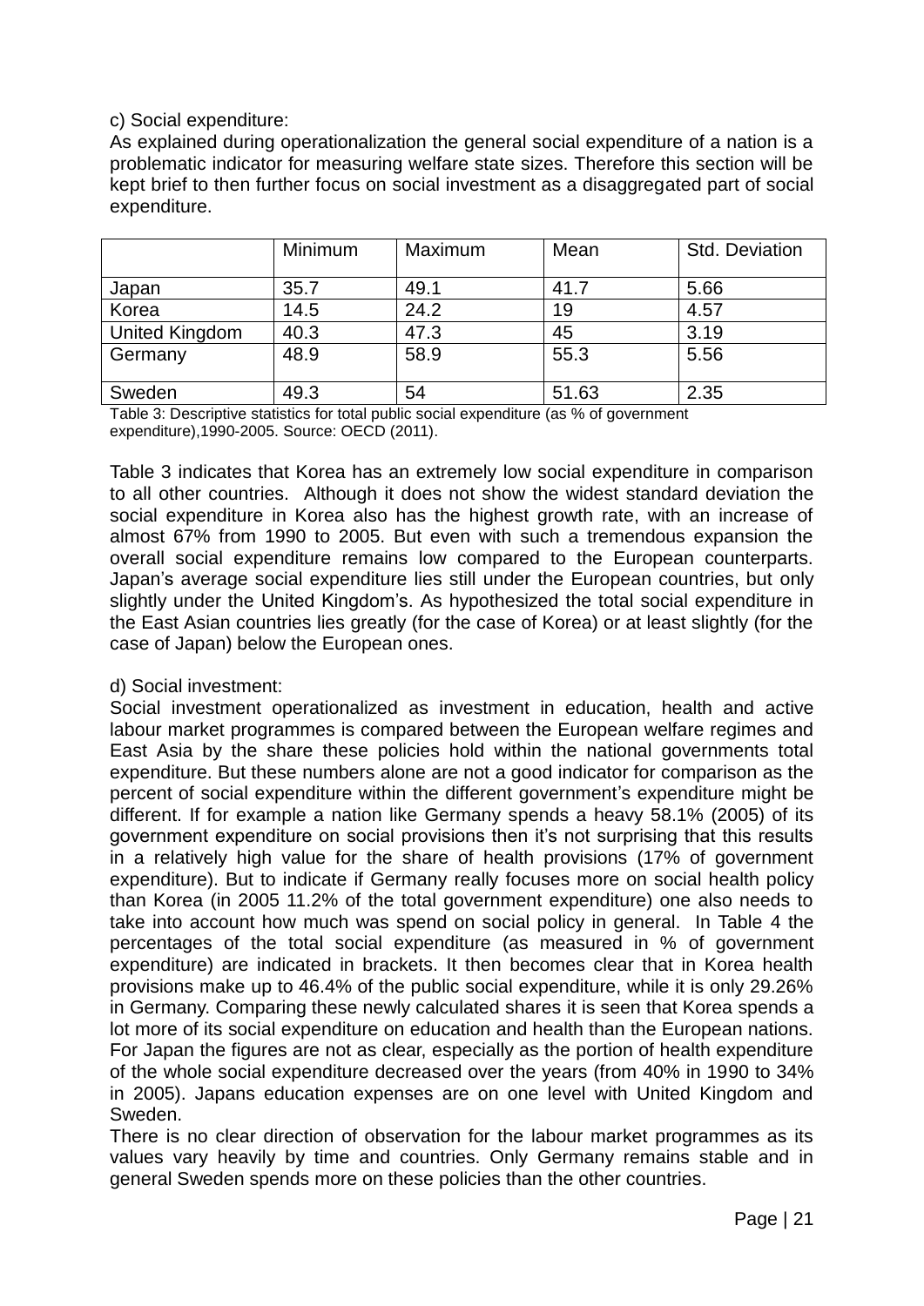c) Social expenditure:

As explained during operationalization the general social expenditure of a nation is a problematic indicator for measuring welfare state sizes. Therefore this section will be kept brief to then further focus on social investment as a disaggregated part of social expenditure.

| | Minimum | Maximum | Mean | Std. Deviation |
|---|---|---|---|---|
| Japan | 35.7 | 49.1 | 41.7 | 5.66 |
| Korea | 14.5 | 24.2 | 19 | 4.57 |
| United Kingdom | 40.3 | 47.3 | 45 | 3.19 |
| Germany | 48.9 | 58.9 | 55.3 | 5.56 |
| Sweden | 49.3 | 54 | 51.63 | 2.35 |

Table 3: Descriptive statistics for total public social expenditure (as % of government expenditure),1990-2005. Source: OECD (2011).

Table 3 indicates that Korea has an extremely low social expenditure in comparison to all other countries. Although it does not show the widest standard deviation the social expenditure in Korea also has the highest growth rate, with an increase of almost 67% from 1990 to 2005. But even with such a tremendous expansion the overall social expenditure remains low compared to the European counterparts. Japan's average social expenditure lies still under the European countries, but only slightly under the United Kingdom's. As hypothesized the total social expenditure in the East Asian countries lies greatly (for the case of Korea) or at least slightly (for the case of Japan) below the European ones.

d) Social investment:

Social investment operationalized as investment in education, health and active labour market programmes is compared between the European welfare regimes and East Asia by the share these policies hold within the national governments total expenditure. But these numbers alone are not a good indicator for comparison as the percent of social expenditure within the different government's expenditure might be different. If for example a nation like Germany spends a heavy 58.1% (2005) of its government expenditure on social provisions then it's not surprising that this results in a relatively high value for the share of health provisions (17% of government expenditure). But to indicate if Germany really focuses more on social health policy than Korea (in 2005 11.2% of the total government expenditure) one also needs to take into account how much was spend on social policy in general. In Table 4 the percentages of the total social expenditure (as measured in % of government expenditure) are indicated in brackets. It then becomes clear that in Korea health provisions make up to 46.4% of the public social expenditure, while it is only 29.26% in Germany. Comparing these newly calculated shares it is seen that Korea spends a lot more of its social expenditure on education and health than the European nations. For Japan the figures are not as clear, especially as the portion of health expenditure of the whole social expenditure decreased over the years (from 40% in 1990 to 34% in 2005). Japans education expenses are on one level with United Kingdom and Sweden.

There is no clear direction of observation for the labour market programmes as its values vary heavily by time and countries. Only Germany remains stable and in general Sweden spends more on these policies than the other countries.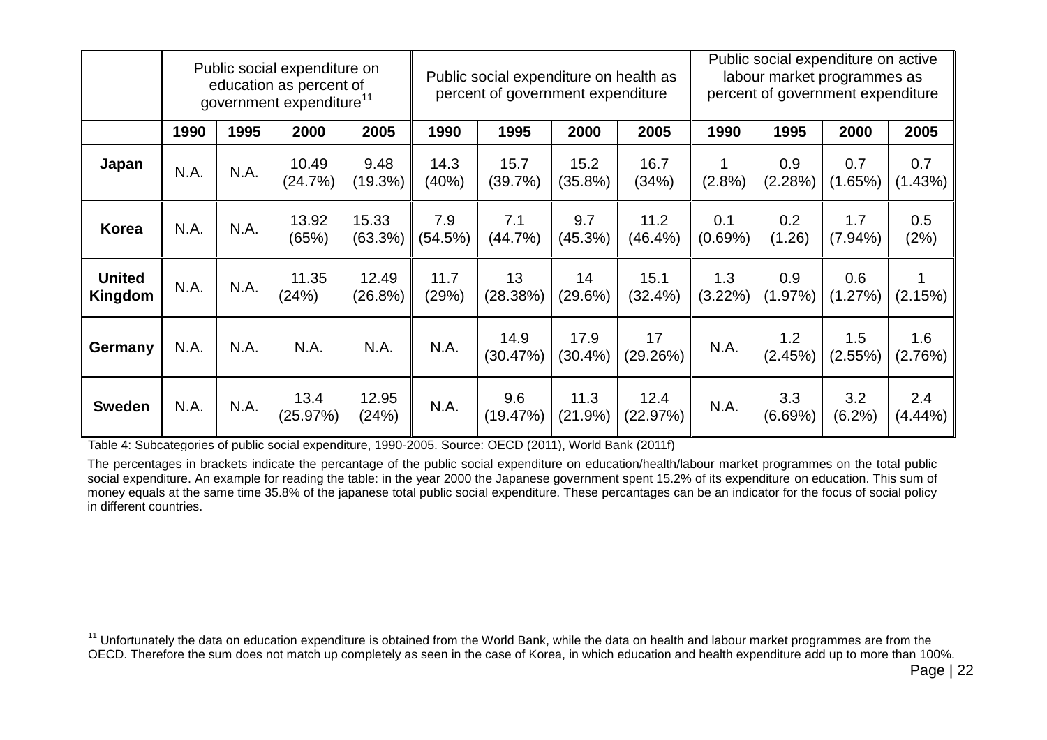| | Public social expenditure on education as percent of government expenditure[11] | | | | Public social expenditure on health as percent of government expenditure | | | | Public social expenditure on active labour market programmes as percent of government expenditure | | | |
|---|---|---|---|---|---|---|---|---|---|---|---|---|
| | **1990** | **1995** | **2000** | **2005** | **1990** | **1995** | **2000** | **2005** | **1990** | **1995** | **2000** | **2005** |
| **Japan** | N.A. | N.A. | 10.49 (24.7%) | 9.48 (19.3%) | 14.3 (40%) | 15.7 (39.7%) | 15.2 (35.8%) | 16.7 (34%) | 1 (2.8%) | 0.9 (2.28%) | 0.7 (1.65%) | 0.7 (1.43%) |
| **Korea** | N.A. | N.A. | 13.92 (65%) | 15.33 (63.3%) | 7.9 (54.5%) | 7.1 (44.7%) | 9.7 (45.3%) | 11.2 (46.4%) | 0.1 (0.69%) | 0.2 (1.26) | 1.7 (7.94%) | 0.5 (2%) |
| **United Kingdom** | N.A. | N.A. | 11.35 (24%) | 12.49 (26.8%) | 11.7 (29%) | 13 (28.38%) | 14 (29.6%) | 15.1 (32.4%) | 1.3 (3.22%) | 0.9 (1.97%) | 0.6 (1.27%) | 1 (2.15%) |
| **Germany** | N.A. | N.A. | N.A. | N.A. | N.A. | 14.9 (30.47%) | 17.9 (30.4%) | 17 (29.26%) | N.A. | 1.2 (2.45%) | 1.5 (2.55%) | 1.6 (2.76%) |
| **Sweden** | N.A. | N.A. | 13.4 (25.97%) | 12.95 (24%) | N.A. | 9.6 (19.47%) | 11.3 (21.9%) | 12.4 (22.97%) | N.A. | 3.3 (6.69%) | 3.2 (6.2%) | 2.4 (4.44%) |

Table 4: Subcategories of public social expenditure, 1990-2005. Source: OECD (2011), World Bank (2011f)

The percentages in brackets indicate the percantage of the public social expenditure on education/health/labour market programmes on the total public social expenditure. An example for reading the table: in the year 2000 the Japanese government spent 15.2% of its expenditure on education. This sum of money equals at the same time 35.8% of the japanese total public social expenditure. These percantages can be an indicator for the focus of social policy in different countries.

[11] Unfortunately the data on education expenditure is obtained from the World Bank, while the data on health and labour market programmes are from the OECD. Therefore the sum does not match up completely as seen in the case of Korea, in which education and health expenditure add up to more than 100%.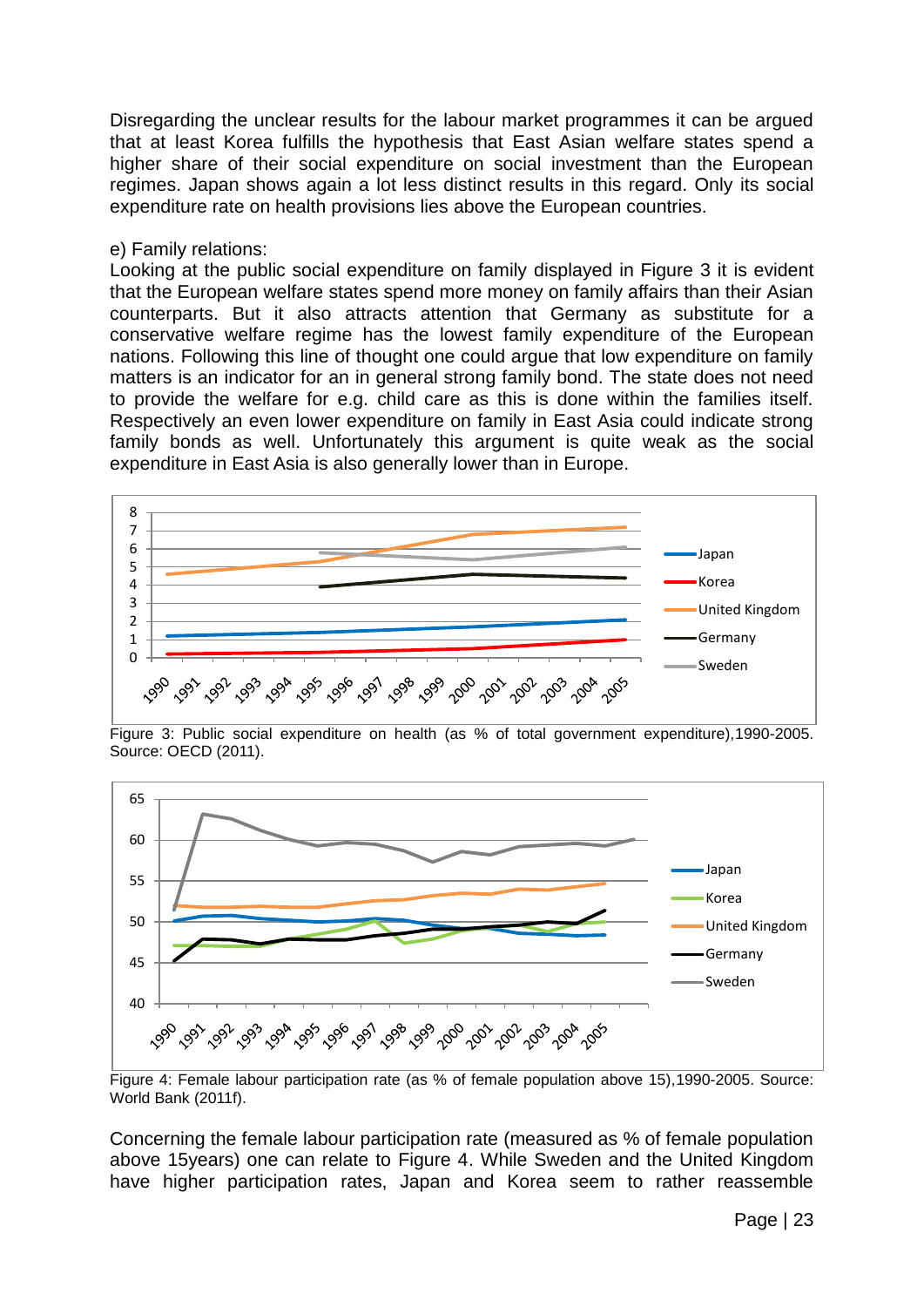Disregarding the unclear results for the labour market programmes it can be argued that at least Korea fulfills the hypothesis that East Asian welfare states spend a higher share of their social expenditure on social investment than the European regimes. Japan shows again a lot less distinct results in this regard. Only its social expenditure rate on health provisions lies above the European countries.

e) Family relations:

Looking at the public social expenditure on family displayed in Figure 3 it is evident that the European welfare states spend more money on family affairs than their Asian counterparts. But it also attracts attention that Germany as substitute for a conservative welfare regime has the lowest family expenditure of the European nations. Following this line of thought one could argue that low expenditure on family matters is an indicator for an in general strong family bond. The state does not need to provide the welfare for e.g. child care as this is done within the families itself. Respectively an even lower expenditure on family in East Asia could indicate strong family bonds as well. Unfortunately this argument is quite weak as the social expenditure in East Asia is also generally lower than in Europe.

Figure 3: Public social expenditure on health (as % of total government expenditure),1990-2005. Source: OECD (2011).

Figure 4: Female labour participation rate (as % of female population above 15),1990-2005. Source: World Bank (2011f).

Concerning the female labour participation rate (measured as % of female population above 15years) one can relate to Figure 4. While Sweden and the United Kingdom have higher participation rates, Japan and Korea seem to rather reassemble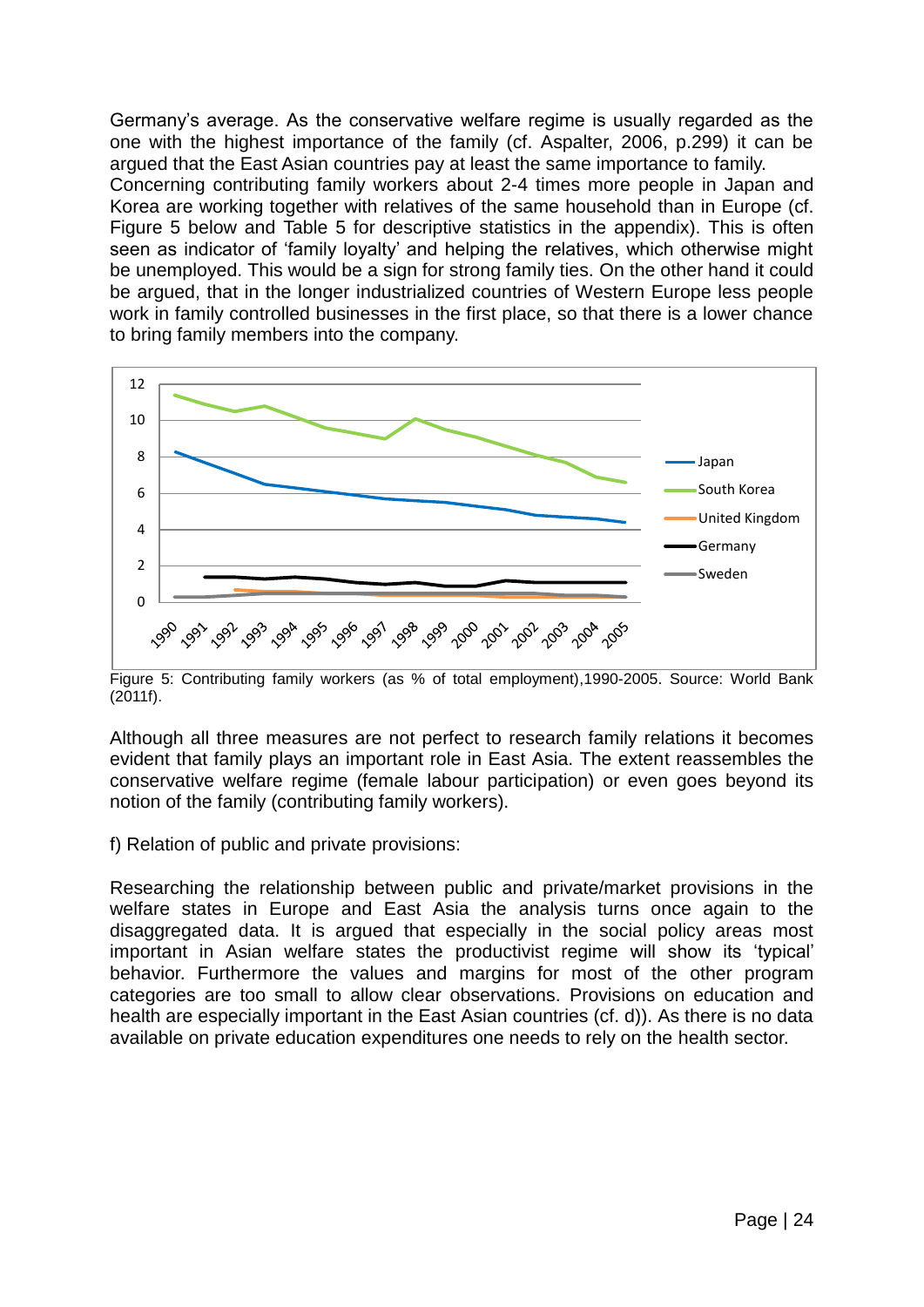Germany's average. As the conservative welfare regime is usually regarded as the one with the highest importance of the family (cf. Aspalter, 2006, p.299) it can be argued that the East Asian countries pay at least the same importance to family.
Concerning contributing family workers about 2-4 times more people in Japan and Korea are working together with relatives of the same household than in Europe (cf. Figure 5 below and Table 5 for descriptive statistics in the appendix). This is often seen as indicator of 'family loyalty' and helping the relatives, which otherwise might be unemployed. This would be a sign for strong family ties. On the other hand it could be argued, that in the longer industrialized countries of Western Europe less people work in family controlled businesses in the first place, so that there is a lower chance to bring family members into the company.

Figure 5: Contributing family workers (as % of total employment),1990-2005. Source: World Bank (2011f).

Although all three measures are not perfect to research family relations it becomes evident that family plays an important role in East Asia. The extent reassembles the conservative welfare regime (female labour participation) or even goes beyond its notion of the family (contributing family workers).

f) Relation of public and private provisions:

Researching the relationship between public and private/market provisions in the welfare states in Europe and East Asia the analysis turns once again to the disaggregated data. It is argued that especially in the social policy areas most important in Asian welfare states the productivist regime will show its 'typical' behavior. Furthermore the values and margins for most of the other program categories are too small to allow clear observations. Provisions on education and health are especially important in the East Asian countries (cf. d)). As there is no data available on private education expenditures one needs to rely on the health sector.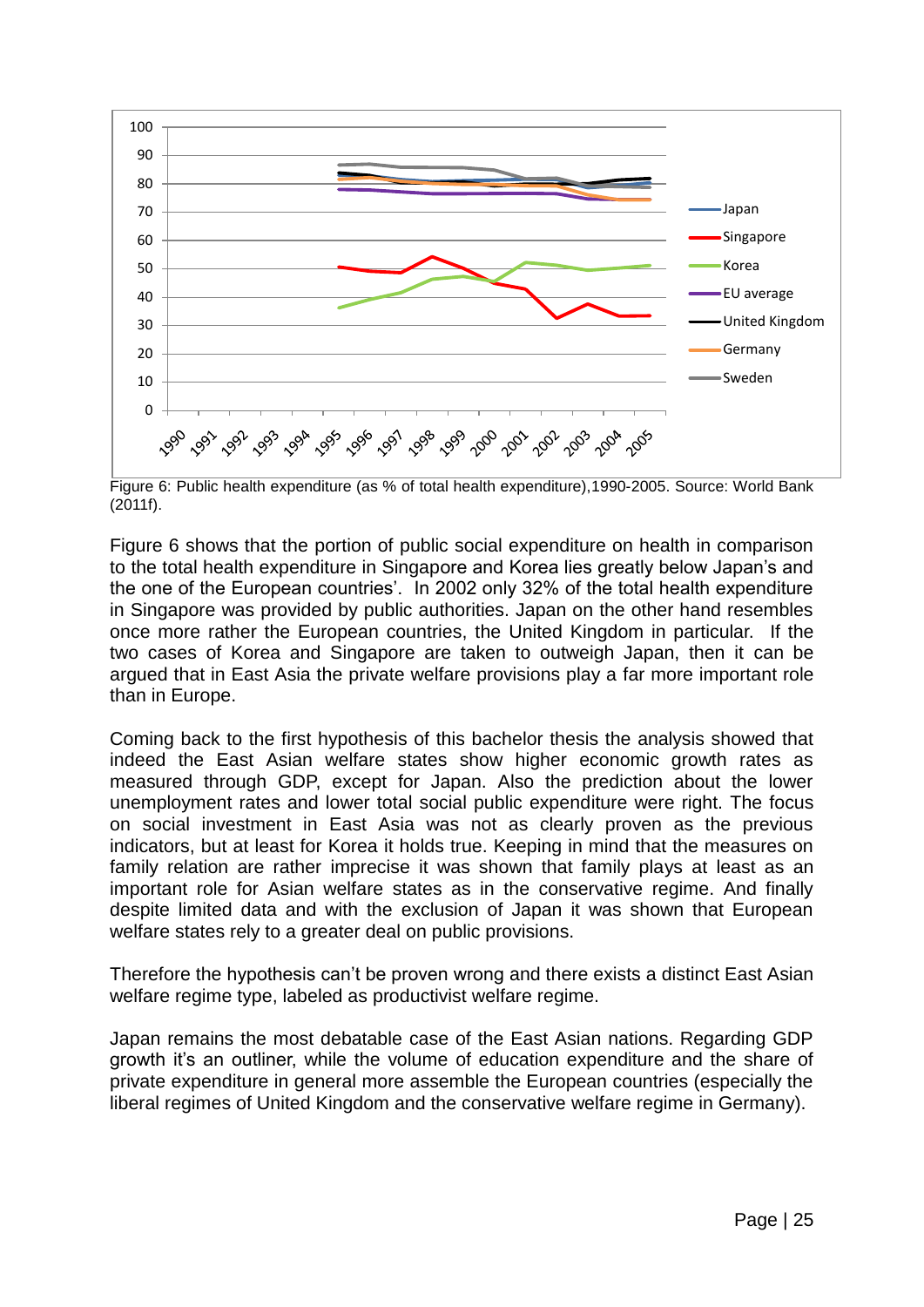Figure 6: Public health expenditure (as % of total health expenditure),1990-2005. Source: World Bank (2011f).

Figure 6 shows that the portion of public social expenditure on health in comparison to the total health expenditure in Singapore and Korea lies greatly below Japan's and the one of the European countries'. In 2002 only 32% of the total health expenditure in Singapore was provided by public authorities. Japan on the other hand resembles once more rather the European countries, the United Kingdom in particular. If the two cases of Korea and Singapore are taken to outweigh Japan, then it can be argued that in East Asia the private welfare provisions play a far more important role than in Europe.

Coming back to the first hypothesis of this bachelor thesis the analysis showed that indeed the East Asian welfare states show higher economic growth rates as measured through GDP, except for Japan. Also the prediction about the lower unemployment rates and lower total social public expenditure were right. The focus on social investment in East Asia was not as clearly proven as the previous indicators, but at least for Korea it holds true. Keeping in mind that the measures on family relation are rather imprecise it was shown that family plays at least as an important role for Asian welfare states as in the conservative regime. And finally despite limited data and with the exclusion of Japan it was shown that European welfare states rely to a greater deal on public provisions.

Therefore the hypothesis can't be proven wrong and there exists a distinct East Asian welfare regime type, labeled as productivist welfare regime.

Japan remains the most debatable case of the East Asian nations. Regarding GDP growth it's an outliner, while the volume of education expenditure and the share of private expenditure in general more assemble the European countries (especially the liberal regimes of United Kingdom and the conservative welfare regime in Germany).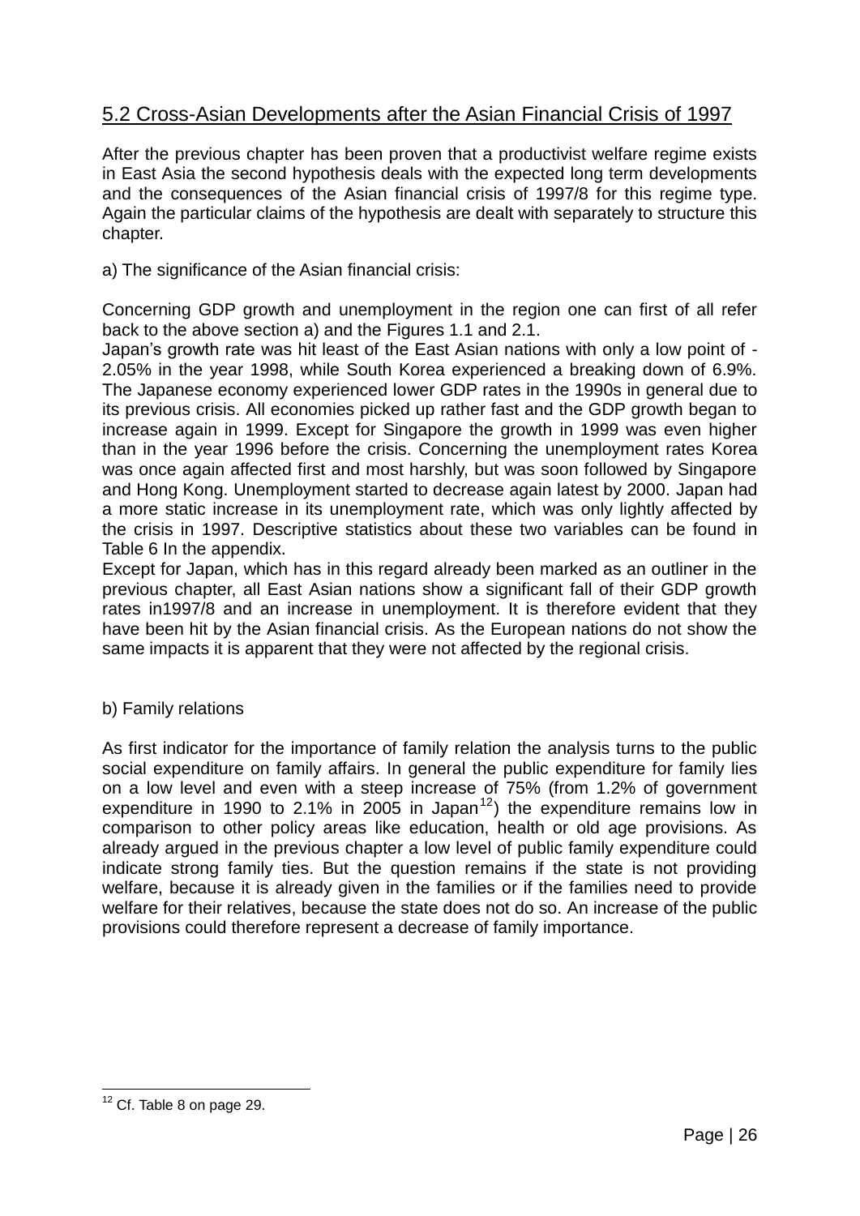## 5.2 Cross-Asian Developments after the Asian Financial Crisis of 1997

After the previous chapter has been proven that a productivist welfare regime exists in East Asia the second hypothesis deals with the expected long term developments and the consequences of the Asian financial crisis of 1997/8 for this regime type. Again the particular claims of the hypothesis are dealt with separately to structure this chapter.

a) The significance of the Asian financial crisis:

Concerning GDP growth and unemployment in the region one can first of all refer back to the above section a) and the Figures 1.1 and 2.1.

Japan's growth rate was hit least of the East Asian nations with only a low point of -2.05% in the year 1998, while South Korea experienced a breaking down of 6.9%. The Japanese economy experienced lower GDP rates in the 1990s in general due to its previous crisis. All economies picked up rather fast and the GDP growth began to increase again in 1999. Except for Singapore the growth in 1999 was even higher than in the year 1996 before the crisis. Concerning the unemployment rates Korea was once again affected first and most harshly, but was soon followed by Singapore and Hong Kong. Unemployment started to decrease again latest by 2000. Japan had a more static increase in its unemployment rate, which was only lightly affected by the crisis in 1997. Descriptive statistics about these two variables can be found in Table 6 In the appendix.

Except for Japan, which has in this regard already been marked as an outliner in the previous chapter, all East Asian nations show a significant fall of their GDP growth rates in1997/8 and an increase in unemployment. It is therefore evident that they have been hit by the Asian financial crisis. As the European nations do not show the same impacts it is apparent that they were not affected by the regional crisis.

b) Family relations

As first indicator for the importance of family relation the analysis turns to the public social expenditure on family affairs. In general the public expenditure for family lies on a low level and even with a steep increase of 75% (from 1.2% of government expenditure in 1990 to 2.1% in 2005 in Japan[12]) the expenditure remains low in comparison to other policy areas like education, health or old age provisions. As already argued in the previous chapter a low level of public family expenditure could indicate strong family ties. But the question remains if the state is not providing welfare, because it is already given in the families or if the families need to provide welfare for their relatives, because the state does not do so. An increase of the public provisions could therefore represent a decrease of family importance.

[12] Cf. Table 8 on page 29.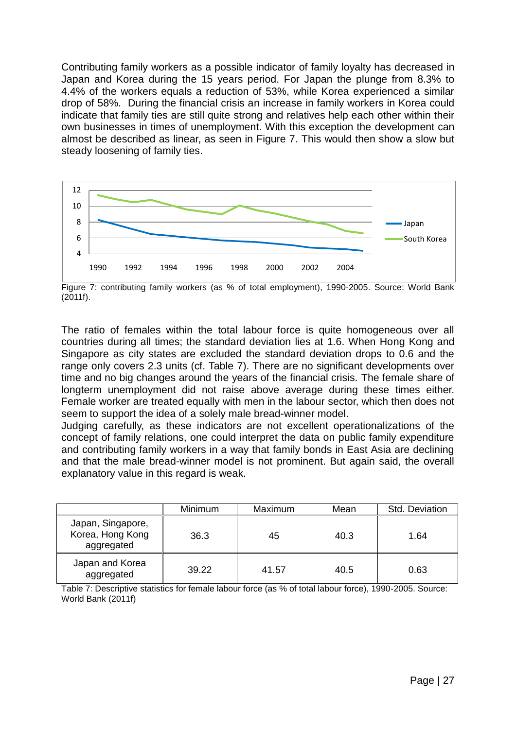Contributing family workers as a possible indicator of family loyalty has decreased in Japan and Korea during the 15 years period. For Japan the plunge from 8.3% to 4.4% of the workers equals a reduction of 53%, while Korea experienced a similar drop of 58%. During the financial crisis an increase in family workers in Korea could indicate that family ties are still quite strong and relatives help each other within their own businesses in times of unemployment. With this exception the development can almost be described as linear, as seen in Figure 7. This would then show a slow but steady loosening of family ties.

Figure 7: contributing family workers (as % of total employment), 1990-2005. Source: World Bank (2011f).

The ratio of females within the total labour force is quite homogeneous over all countries during all times; the standard deviation lies at 1.6. When Hong Kong and Singapore as city states are excluded the standard deviation drops to 0.6 and the range only covers 2.3 units (cf. Table 7). There are no significant developments over time and no big changes around the years of the financial crisis. The female share of longterm unemployment did not raise above average during these times either. Female worker are treated equally with men in the labour sector, which then does not seem to support the idea of a solely male bread-winner model.

Judging carefully, as these indicators are not excellent operationalizations of the concept of family relations, one could interpret the data on public family expenditure and contributing family workers in a way that family bonds in East Asia are declining and that the male bread-winner model is not prominent. But again said, the overall explanatory value in this regard is weak.

| | Minimum | Maximum | Mean | Std. Deviation |
|---|---|---|---|---|
| Japan, Singapore, Korea, Hong Kong aggregated | 36.3 | 45 | 40.3 | 1.64 |
| Japan and Korea aggregated | 39.22 | 41.57 | 40.5 | 0.63 |

Table 7: Descriptive statistics for female labour force (as % of total labour force), 1990-2005. Source: World Bank (2011f)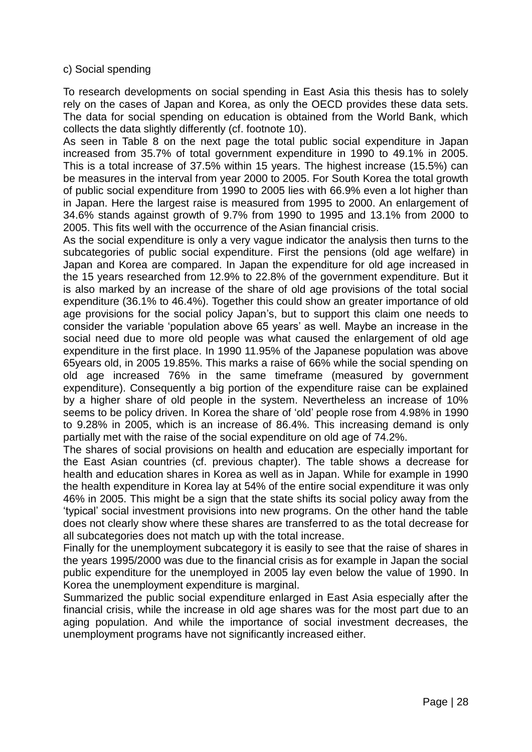c) Social spending

To research developments on social spending in East Asia this thesis has to solely rely on the cases of Japan and Korea, as only the OECD provides these data sets. The data for social spending on education is obtained from the World Bank, which collects the data slightly differently (cf. footnote 10).

As seen in Table 8 on the next page the total public social expenditure in Japan increased from 35.7% of total government expenditure in 1990 to 49.1% in 2005. This is a total increase of 37.5% within 15 years. The highest increase (15.5%) can be measures in the interval from year 2000 to 2005. For South Korea the total growth of public social expenditure from 1990 to 2005 lies with 66.9% even a lot higher than in Japan. Here the largest raise is measured from 1995 to 2000. An enlargement of 34.6% stands against growth of 9.7% from 1990 to 1995 and 13.1% from 2000 to 2005. This fits well with the occurrence of the Asian financial crisis.

As the social expenditure is only a very vague indicator the analysis then turns to the subcategories of public social expenditure. First the pensions (old age welfare) in Japan and Korea are compared. In Japan the expenditure for old age increased in the 15 years researched from 12.9% to 22.8% of the government expenditure. But it is also marked by an increase of the share of old age provisions of the total social expenditure (36.1% to 46.4%). Together this could show an greater importance of old age provisions for the social policy Japan's, but to support this claim one needs to consider the variable 'population above 65 years' as well. Maybe an increase in the social need due to more old people was what caused the enlargement of old age expenditure in the first place. In 1990 11.95% of the Japanese population was above 65years old, in 2005 19.85%. This marks a raise of 66% while the social spending on old age increased 76% in the same timeframe (measured by government expenditure). Consequently a big portion of the expenditure raise can be explained by a higher share of old people in the system. Nevertheless an increase of 10% seems to be policy driven. In Korea the share of 'old' people rose from 4.98% in 1990 to 9.28% in 2005, which is an increase of 86.4%. This increasing demand is only partially met with the raise of the social expenditure on old age of 74.2%.

The shares of social provisions on health and education are especially important for the East Asian countries (cf. previous chapter). The table shows a decrease for health and education shares in Korea as well as in Japan. While for example in 1990 the health expenditure in Korea lay at 54% of the entire social expenditure it was only 46% in 2005. This might be a sign that the state shifts its social policy away from the 'typical' social investment provisions into new programs. On the other hand the table does not clearly show where these shares are transferred to as the total decrease for all subcategories does not match up with the total increase.

Finally for the unemployment subcategory it is easily to see that the raise of shares in the years 1995/2000 was due to the financial crisis as for example in Japan the social public expenditure for the unemployed in 2005 lay even below the value of 1990. In Korea the unemployment expenditure is marginal.

Summarized the public social expenditure enlarged in East Asia especially after the financial crisis, while the increase in old age shares was for the most part due to an aging population. And while the importance of social investment decreases, the unemployment programs have not significantly increased either.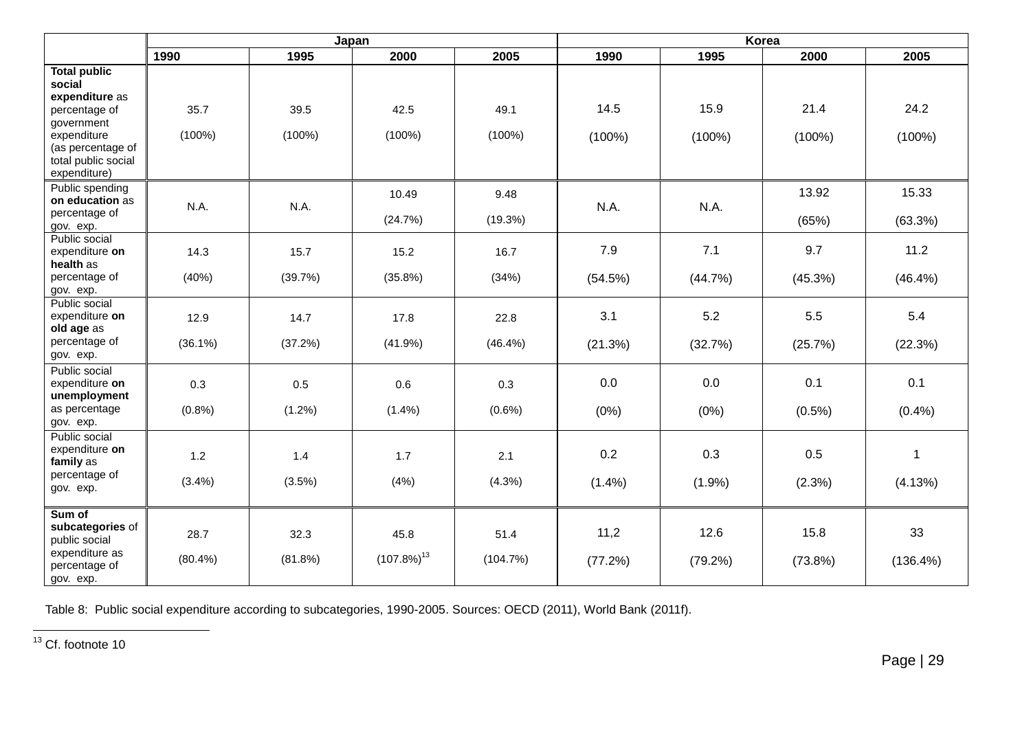| | Japan | | | | Korea | | | |
|---|---|---|---|---|---|---|---|---|
| | 1990 | 1995 | 2000 | 2005 | 1990 | 1995 | 2000 | 2005 |
| **Total public social expenditure** as percentage of government expenditure (as percentage of total public social expenditure) | 35.7 (100%) | 39.5 (100%) | 42.5 (100%) | 49.1 (100%) | 14.5 (100%) | 15.9 (100%) | 21.4 (100%) | 24.2 (100%) |
| Public spending **on education** as percentage of gov. exp. | N.A. | N.A. | 10.49 (24.7%) | 9.48 (19.3%) | N.A. | N.A. | 13.92 (65%) | 15.33 (63.3%) |
| Public social expenditure **on health** as percentage of gov. exp. | 14.3 (40%) | 15.7 (39.7%) | 15.2 (35.8%) | 16.7 (34%) | 7.9 (54.5%) | 7.1 (44.7%) | 9.7 (45.3%) | 11.2 (46.4%) |
| Public social expenditure **on old age** as percentage of gov. exp. | 12.9 (36.1%) | 14.7 (37.2%) | 17.8 (41.9%) | 22.8 (46.4%) | 3.1 (21.3%) | 5.2 (32.7%) | 5.5 (25.7%) | 5.4 (22.3%) |
| Public social expenditure **on unemployment** as percentage gov. exp. | 0.3 (0.8%) | 0.5 (1.2%) | 0.6 (1.4%) | 0.3 (0.6%) | 0.0 (0%) | 0.0 (0%) | 0.1 (0.5%) | 0.1 (0.4%) |
| Public social expenditure **on family** as percentage of gov. exp. | 1.2 (3.4%) | 1.4 (3.5%) | 1.7 (4%) | 2.1 (4.3%) | 0.2 (1.4%) | 0.3 (1.9%) | 0.5 (2.3%) | 1 (4.13%) |
| **Sum of subcategories** of public social expenditure as percentage of gov. exp. | 28.7 (80.4%) | 32.3 (81.8%) | 45.8 (107.8%)[13] | 51.4 (104.7%) | 11,2 (77.2%) | 12.6 (79.2%) | 15.8 (73.8%) | 33 (136.4%) |

Table 8: Public social expenditure according to subcategories, 1990-2005. Sources: OECD (2011), World Bank (2011f).

[13] Cf. footnote 10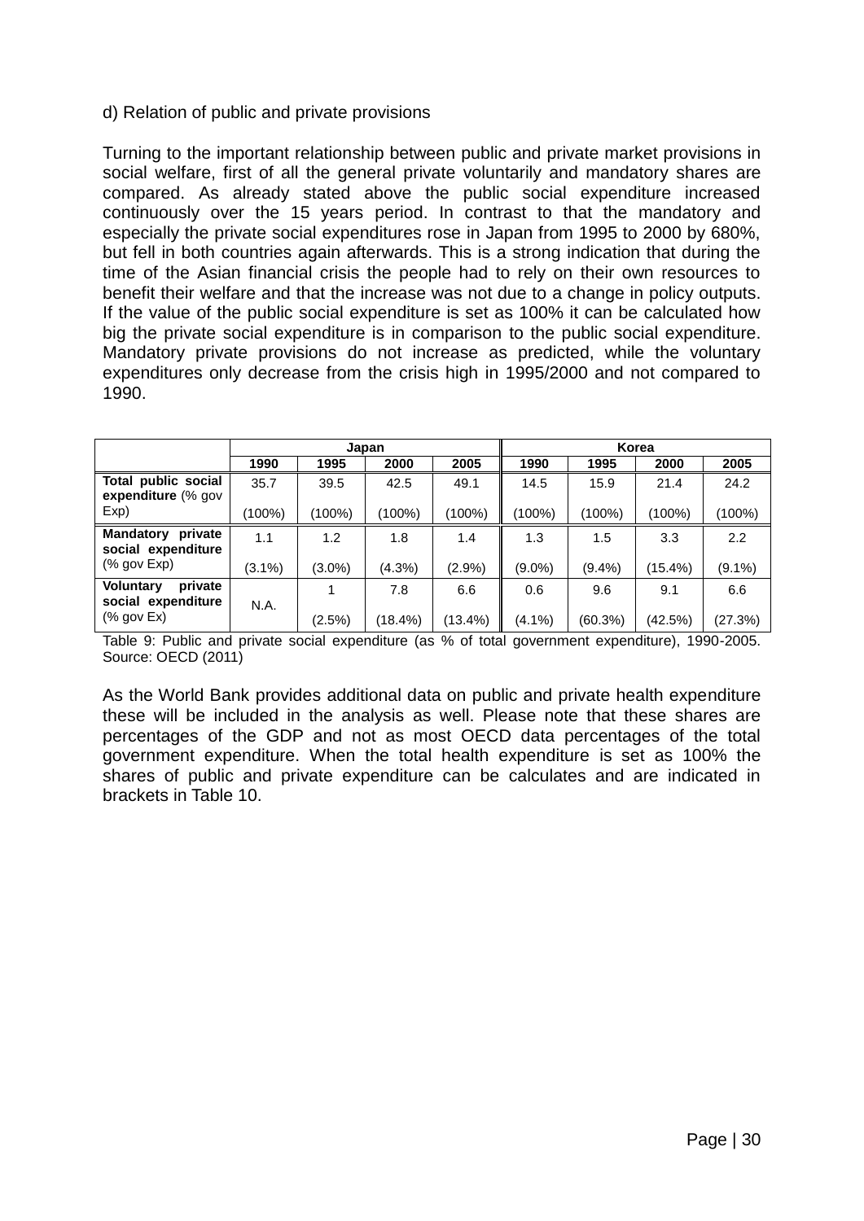d) Relation of public and private provisions

Turning to the important relationship between public and private market provisions in social welfare, first of all the general private voluntarily and mandatory shares are compared. As already stated above the public social expenditure increased continuously over the 15 years period. In contrast to that the mandatory and especially the private social expenditures rose in Japan from 1995 to 2000 by 680%, but fell in both countries again afterwards. This is a strong indication that during the time of the Asian financial crisis the people had to rely on their own resources to benefit their welfare and that the increase was not due to a change in policy outputs. If the value of the public social expenditure is set as 100% it can be calculated how big the private social expenditure is in comparison to the public social expenditure. Mandatory private provisions do not increase as predicted, while the voluntary expenditures only decrease from the crisis high in 1995/2000 and not compared to 1990.

| | Japan | | | | Korea | | | |
|---|---|---|---|---|---|---|---|---|
| | 1990 | 1995 | 2000 | 2005 | 1990 | 1995 | 2000 | 2005 |
| **Total public social expenditure** (% gov Exp) | 35.7 (100%) | 39.5 (100%) | 42.5 (100%) | 49.1 (100%) | 14.5 (100%) | 15.9 (100%) | 21.4 (100%) | 24.2 (100%) |
| **Mandatory private social expenditure** (% gov Exp) | 1.1 (3.1%) | 1.2 (3.0%) | 1.8 (4.3%) | 1.4 (2.9%) | 1.3 (9.0%) | 1.5 (9.4%) | 3.3 (15.4%) | 2.2 (9.1%) |
| **Voluntary private social expenditure** (% gov Ex) | N.A. | 1 (2.5%) | 7.8 (18.4%) | 6.6 (13.4%) | 0.6 (4.1%) | 9.6 (60.3%) | 9.1 (42.5%) | 6.6 (27.3%) |

Table 9: Public and private social expenditure (as % of total government expenditure), 1990-2005. Source: OECD (2011)

As the World Bank provides additional data on public and private health expenditure these will be included in the analysis as well. Please note that these shares are percentages of the GDP and not as most OECD data percentages of the total government expenditure. When the total health expenditure is set as 100% the shares of public and private expenditure can be calculates and are indicated in brackets in Table 10.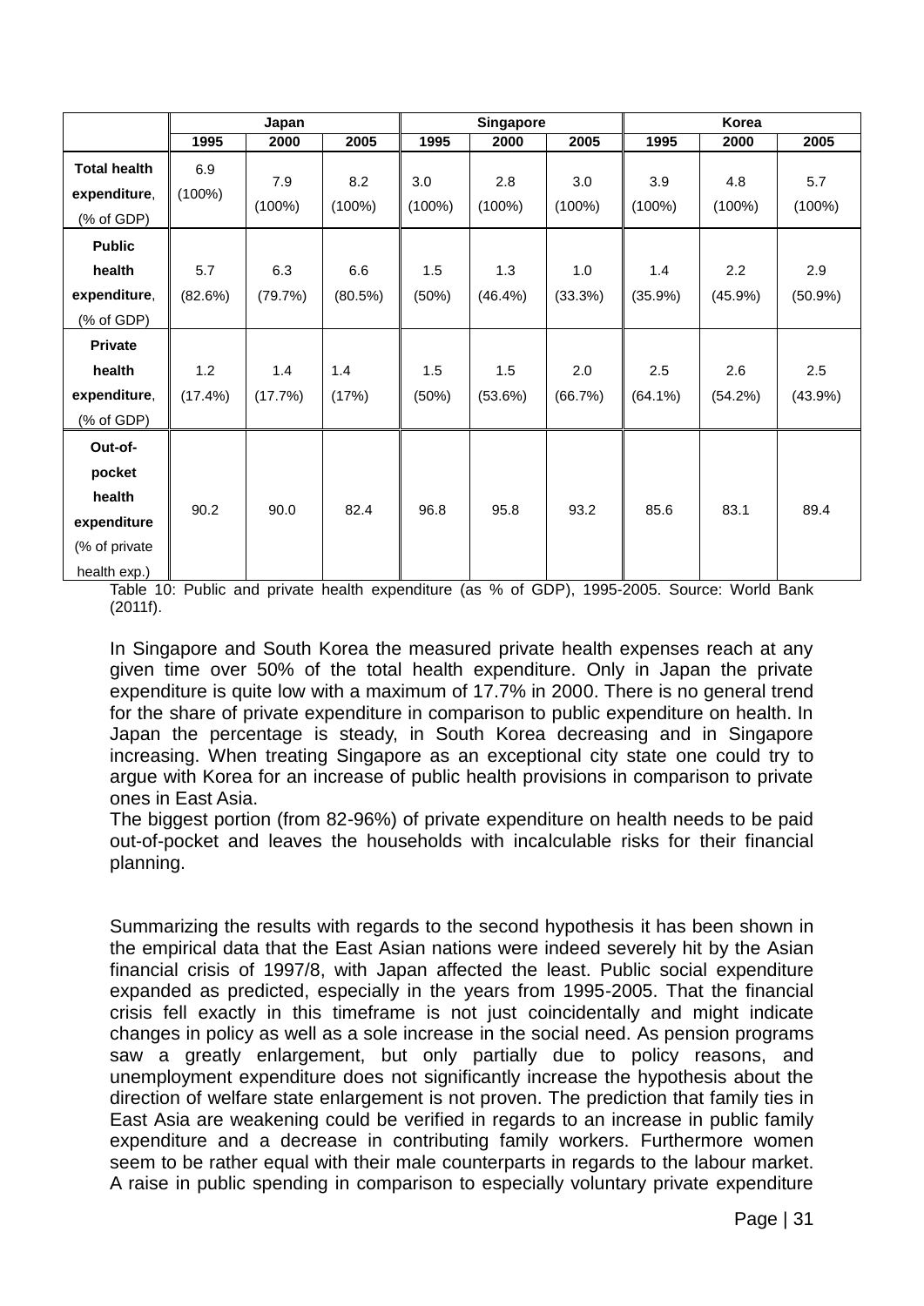| | Japan | | | Singapore | | | Korea | | |
|---|---|---|---|---|---|---|---|---|---|
| | 1995 | 2000 | 2005 | 1995 | 2000 | 2005 | 1995 | 2000 | 2005 |
| **Total health expenditure**, (% of GDP) | 6.9 (100%) | 7.9 (100%) | 8.2 (100%) | 3.0 (100%) | 2.8 (100%) | 3.0 (100%) | 3.9 (100%) | 4.8 (100%) | 5.7 (100%) |
| **Public health expenditure**, (% of GDP) | 5.7 (82.6%) | 6.3 (79.7%) | 6.6 (80.5%) | 1.5 (50%) | 1.3 (46.4%) | 1.0 (33.3%) | 1.4 (35.9%) | 2.2 (45.9%) | 2.9 (50.9%) |
| **Private health expenditure**, (% of GDP) | 1.2 (17.4%) | 1.4 (17.7%) | 1.4 (17%) | 1.5 (50%) | 1.5 (53.6%) | 2.0 (66.7%) | 2.5 (64.1%) | 2.6 (54.2%) | 2.5 (43.9%) |
| **Out-of-pocket health expenditure** (% of private health exp.) | 90.2 | 90.0 | 82.4 | 96.8 | 95.8 | 93.2 | 85.6 | 83.1 | 89.4 |

Table 10: Public and private health expenditure (as % of GDP), 1995-2005. Source: World Bank (2011f).

In Singapore and South Korea the measured private health expenses reach at any given time over 50% of the total health expenditure. Only in Japan the private expenditure is quite low with a maximum of 17.7% in 2000. There is no general trend for the share of private expenditure in comparison to public expenditure on health. In Japan the percentage is steady, in South Korea decreasing and in Singapore increasing. When treating Singapore as an exceptional city state one could try to argue with Korea for an increase of public health provisions in comparison to private ones in East Asia.

The biggest portion (from 82-96%) of private expenditure on health needs to be paid out-of-pocket and leaves the households with incalculable risks for their financial planning.

Summarizing the results with regards to the second hypothesis it has been shown in the empirical data that the East Asian nations were indeed severely hit by the Asian financial crisis of 1997/8, with Japan affected the least. Public social expenditure expanded as predicted, especially in the years from 1995-2005. That the financial crisis fell exactly in this timeframe is not just coincidentally and might indicate changes in policy as well as a sole increase in the social need. As pension programs saw a greatly enlargement, but only partially due to policy reasons, and unemployment expenditure does not significantly increase the hypothesis about the direction of welfare state enlargement is not proven. The prediction that family ties in East Asia are weakening could be verified in regards to an increase in public family expenditure and a decrease in contributing family workers. Furthermore women seem to be rather equal with their male counterparts in regards to the labour market. A raise in public spending in comparison to especially voluntary private expenditure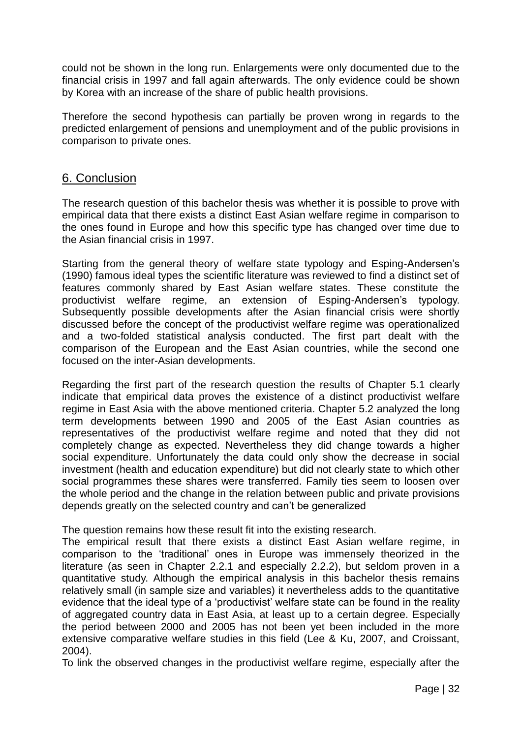could not be shown in the long run. Enlargements were only documented due to the financial crisis in 1997 and fall again afterwards. The only evidence could be shown by Korea with an increase of the share of public health provisions.

Therefore the second hypothesis can partially be proven wrong in regards to the predicted enlargement of pensions and unemployment and of the public provisions in comparison to private ones.

## 6. Conclusion

The research question of this bachelor thesis was whether it is possible to prove with empirical data that there exists a distinct East Asian welfare regime in comparison to the ones found in Europe and how this specific type has changed over time due to the Asian financial crisis in 1997.

Starting from the general theory of welfare state typology and Esping-Andersen's (1990) famous ideal types the scientific literature was reviewed to find a distinct set of features commonly shared by East Asian welfare states. These constitute the productivist welfare regime, an extension of Esping-Andersen's typology. Subsequently possible developments after the Asian financial crisis were shortly discussed before the concept of the productivist welfare regime was operationalized and a two-folded statistical analysis conducted. The first part dealt with the comparison of the European and the East Asian countries, while the second one focused on the inter-Asian developments.

Regarding the first part of the research question the results of Chapter 5.1 clearly indicate that empirical data proves the existence of a distinct productivist welfare regime in East Asia with the above mentioned criteria. Chapter 5.2 analyzed the long term developments between 1990 and 2005 of the East Asian countries as representatives of the productivist welfare regime and noted that they did not completely change as expected. Nevertheless they did change towards a higher social expenditure. Unfortunately the data could only show the decrease in social investment (health and education expenditure) but did not clearly state to which other social programmes these shares were transferred. Family ties seem to loosen over the whole period and the change in the relation between public and private provisions depends greatly on the selected country and can't be generalized

The question remains how these result fit into the existing research.

The empirical result that there exists a distinct East Asian welfare regime, in comparison to the 'traditional' ones in Europe was immensely theorized in the literature (as seen in Chapter 2.2.1 and especially 2.2.2), but seldom proven in a quantitative study. Although the empirical analysis in this bachelor thesis remains relatively small (in sample size and variables) it nevertheless adds to the quantitative evidence that the ideal type of a 'productivist' welfare state can be found in the reality of aggregated country data in East Asia, at least up to a certain degree. Especially the period between 2000 and 2005 has not been yet been included in the more extensive comparative welfare studies in this field (Lee & Ku, 2007, and Croissant, 2004).

To link the observed changes in the productivist welfare regime, especially after the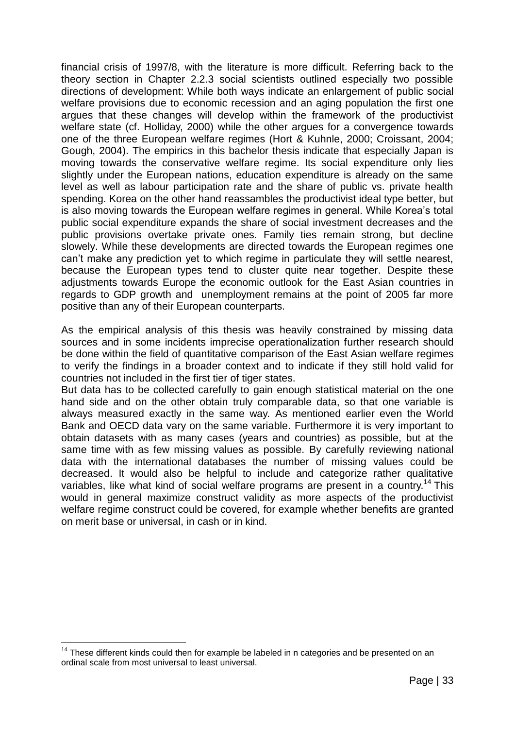financial crisis of 1997/8, with the literature is more difficult. Referring back to the theory section in Chapter 2.2.3 social scientists outlined especially two possible directions of development: While both ways indicate an enlargement of public social welfare provisions due to economic recession and an aging population the first one argues that these changes will develop within the framework of the productivist welfare state (cf. Holliday, 2000) while the other argues for a convergence towards one of the three European welfare regimes (Hort & Kuhnle, 2000; Croissant, 2004; Gough, 2004). The empirics in this bachelor thesis indicate that especially Japan is moving towards the conservative welfare regime. Its social expenditure only lies slightly under the European nations, education expenditure is already on the same level as well as labour participation rate and the share of public vs. private health spending. Korea on the other hand reassambles the productivist ideal type better, but is also moving towards the European welfare regimes in general. While Korea's total public social expenditure expands the share of social investment decreases and the public provisions overtake private ones. Family ties remain strong, but decline slowely. While these developments are directed towards the European regimes one can't make any prediction yet to which regime in particulate they will settle nearest, because the European types tend to cluster quite near together. Despite these adjustments towards Europe the economic outlook for the East Asian countries in regards to GDP growth and unemployment remains at the point of 2005 far more positive than any of their European counterparts.

As the empirical analysis of this thesis was heavily constrained by missing data sources and in some incidents imprecise operationalization further research should be done within the field of quantitative comparison of the East Asian welfare regimes to verify the findings in a broader context and to indicate if they still hold valid for countries not included in the first tier of tiger states.
But data has to be collected carefully to gain enough statistical material on the one hand side and on the other obtain truly comparable data, so that one variable is always measured exactly in the same way. As mentioned earlier even the World Bank and OECD data vary on the same variable. Furthermore it is very important to obtain datasets with as many cases (years and countries) as possible, but at the same time with as few missing values as possible. By carefully reviewing national data with the international databases the number of missing values could be decreased. It would also be helpful to include and categorize rather qualitative variables, like what kind of social welfare programs are present in a country.[14] This would in general maximize construct validity as more aspects of the productivist welfare regime construct could be covered, for example whether benefits are granted on merit base or universal, in cash or in kind.

[14] These different kinds could then for example be labeled in n categories and be presented on an ordinal scale from most universal to least universal.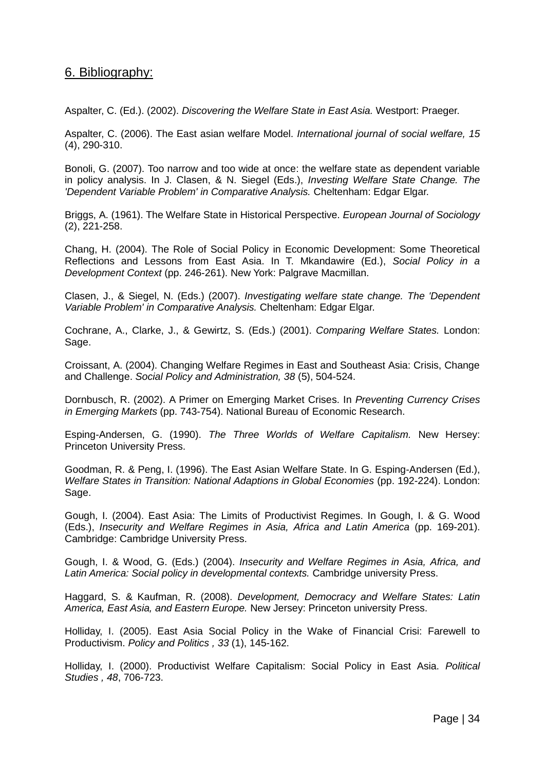## 6. Bibliography:

Aspalter, C. (Ed.). (2002). *Discovering the Welfare State in East Asia.* Westport: Praeger.

Aspalter, C. (2006). The East asian welfare Model. *International journal of social welfare, 15* (4), 290-310.

Bonoli, G. (2007). Too narrow and too wide at once: the welfare state as dependent variable in policy analysis. In J. Clasen, & N. Siegel (Eds.), *Investing Welfare State Change. The 'Dependent Variable Problem' in Comparative Analysis.* Cheltenham: Edgar Elgar.

Briggs, A. (1961). The Welfare State in Historical Perspective. *European Journal of Sociology* (2), 221-258.

Chang, H. (2004). The Role of Social Policy in Economic Development: Some Theoretical Reflections and Lessons from East Asia. In T. Mkandawire (Ed.), *Social Policy in a Development Context* (pp. 246-261). New York: Palgrave Macmillan.

Clasen, J., & Siegel, N. (Eds.) (2007). *Investigating welfare state change. The 'Dependent Variable Problem' in Comparative Analysis.* Cheltenham: Edgar Elgar.

Cochrane, A., Clarke, J., & Gewirtz, S. (Eds.) (2001). *Comparing Welfare States.* London: Sage.

Croissant, A. (2004). Changing Welfare Regimes in East and Southeast Asia: Crisis, Change and Challenge. *Social Policy and Administration, 38* (5), 504-524.

Dornbusch, R. (2002). A Primer on Emerging Market Crises. In *Preventing Currency Crises in Emerging Markets* (pp. 743-754). National Bureau of Economic Research.

Esping-Andersen, G. (1990). *The Three Worlds of Welfare Capitalism.* New Hersey: Princeton University Press.

Goodman, R. & Peng, I. (1996). The East Asian Welfare State. In G. Esping-Andersen (Ed.), *Welfare States in Transition: National Adaptions in Global Economies* (pp. 192-224). London: Sage.

Gough, I. (2004). East Asia: The Limits of Productivist Regimes. In Gough, I. & G. Wood (Eds.), *Insecurity and Welfare Regimes in Asia, Africa and Latin America* (pp. 169-201). Cambridge: Cambridge University Press.

Gough, I. & Wood, G. (Eds.) (2004). *Insecurity and Welfare Regimes in Asia, Africa, and Latin America: Social policy in developmental contexts.* Cambridge university Press.

Haggard, S. & Kaufman, R. (2008). *Development, Democracy and Welfare States: Latin America, East Asia, and Eastern Europe.* New Jersey: Princeton university Press.

Holliday, I. (2005). East Asia Social Policy in the Wake of Financial Crisi: Farewell to Productivism. *Policy and Politics , 33* (1), 145-162.

Holliday, I. (2000). Productivist Welfare Capitalism: Social Policy in East Asia. *Political Studies , 48*, 706-723.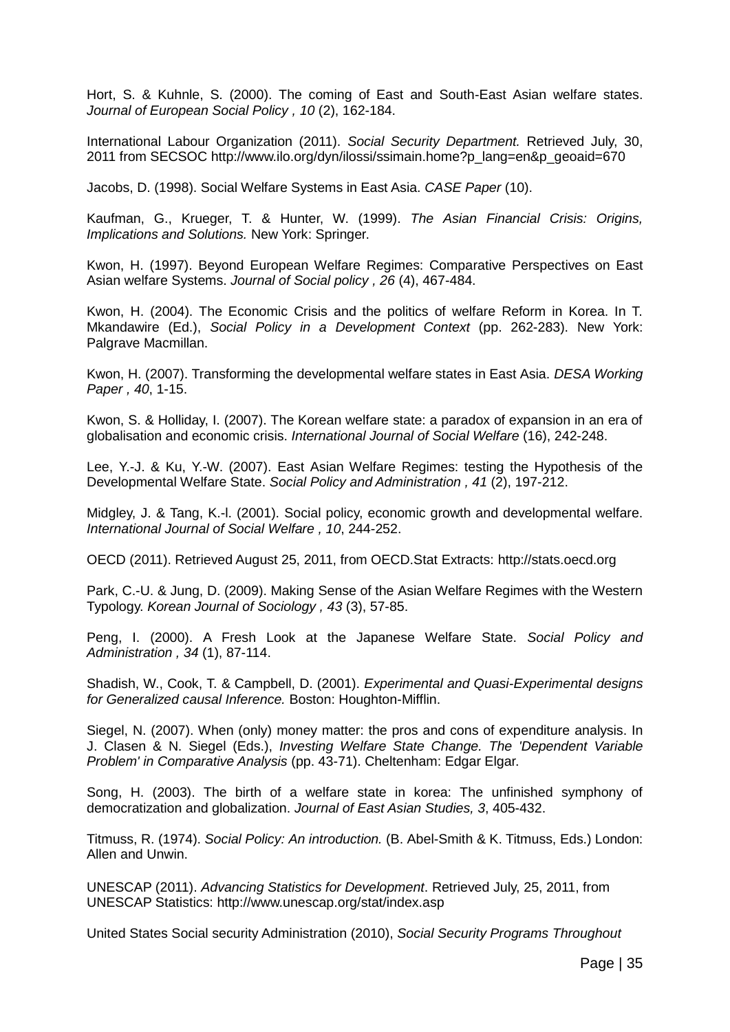Hort, S. & Kuhnle, S. (2000). The coming of East and South-East Asian welfare states. *Journal of European Social Policy , 10* (2), 162-184.

International Labour Organization (2011). *Social Security Department.* Retrieved July, 30, 2011 from SECSOC http://www.ilo.org/dyn/ilossi/ssimain.home?p_lang=en&p_geoaid=670

Jacobs, D. (1998). Social Welfare Systems in East Asia. *CASE Paper* (10).

Kaufman, G., Krueger, T. & Hunter, W. (1999). *The Asian Financial Crisis: Origins, Implications and Solutions.* New York: Springer.

Kwon, H. (1997). Beyond European Welfare Regimes: Comparative Perspectives on East Asian welfare Systems. *Journal of Social policy , 26* (4), 467-484.

Kwon, H. (2004). The Economic Crisis and the politics of welfare Reform in Korea. In T. Mkandawire (Ed.), *Social Policy in a Development Context* (pp. 262-283). New York: Palgrave Macmillan.

Kwon, H. (2007). Transforming the developmental welfare states in East Asia. *DESA Working Paper , 40*, 1-15.

Kwon, S. & Holliday, I. (2007). The Korean welfare state: a paradox of expansion in an era of globalisation and economic crisis. *International Journal of Social Welfare* (16), 242-248.

Lee, Y.-J. & Ku, Y.-W. (2007). East Asian Welfare Regimes: testing the Hypothesis of the Developmental Welfare State. *Social Policy and Administration , 41* (2), 197-212.

Midgley, J. & Tang, K.-l. (2001). Social policy, economic growth and developmental welfare. *International Journal of Social Welfare , 10*, 244-252.

OECD (2011). Retrieved August 25, 2011, from OECD.Stat Extracts: http://stats.oecd.org

Park, C.-U. & Jung, D. (2009). Making Sense of the Asian Welfare Regimes with the Western Typology. *Korean Journal of Sociology , 43* (3), 57-85.

Peng, I. (2000). A Fresh Look at the Japanese Welfare State. *Social Policy and Administration , 34* (1), 87-114.

Shadish, W., Cook, T. & Campbell, D. (2001). *Experimental and Quasi-Experimental designs for Generalized causal Inference.* Boston: Houghton-Mifflin.

Siegel, N. (2007). When (only) money matter: the pros and cons of expenditure analysis. In J. Clasen & N. Siegel (Eds.), *Investing Welfare State Change. The 'Dependent Variable Problem' in Comparative Analysis* (pp. 43-71). Cheltenham: Edgar Elgar.

Song, H. (2003). The birth of a welfare state in korea: The unfinished symphony of democratization and globalization. *Journal of East Asian Studies, 3*, 405-432.

Titmuss, R. (1974). *Social Policy: An introduction.* (B. Abel-Smith & K. Titmuss, Eds.) London: Allen and Unwin.

UNESCAP (2011). *Advancing Statistics for Development*. Retrieved July, 25, 2011, from UNESCAP Statistics: http://www.unescap.org/stat/index.asp

United States Social security Administration (2010), *Social Security Programs Throughout*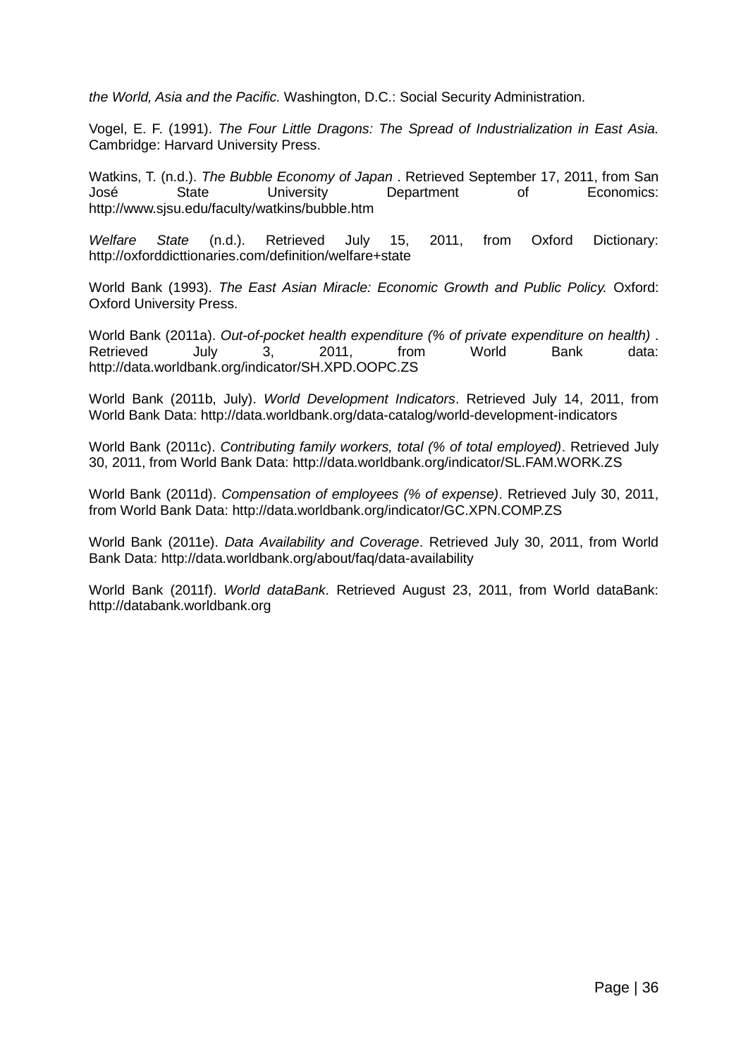*the World, Asia and the Pacific.* Washington, D.C.: Social Security Administration.

Vogel, E. F. (1991). *The Four Little Dragons: The Spread of Industrialization in East Asia.* Cambridge: Harvard University Press.

Watkins, T. (n.d.). *The Bubble Economy of Japan* . Retrieved September 17, 2011, from San José State University Department of Economics: http://www.sjsu.edu/faculty/watkins/bubble.htm

*Welfare State* (n.d.). Retrieved July 15, 2011, from Oxford Dictionary: http://oxforddicttionaries.com/definition/welfare+state

World Bank (1993). *The East Asian Miracle: Economic Growth and Public Policy.* Oxford: Oxford University Press.

World Bank (2011a). *Out-of-pocket health expenditure (% of private expenditure on health)* . Retrieved July 3, 2011, from World Bank data: http://data.worldbank.org/indicator/SH.XPD.OOPC.ZS

World Bank (2011b, July). *World Development Indicators*. Retrieved July 14, 2011, from World Bank Data: http://data.worldbank.org/data-catalog/world-development-indicators

World Bank (2011c). *Contributing family workers, total (% of total employed)*. Retrieved July 30, 2011, from World Bank Data: http://data.worldbank.org/indicator/SL.FAM.WORK.ZS

World Bank (2011d). *Compensation of employees (% of expense)*. Retrieved July 30, 2011, from World Bank Data: http://data.worldbank.org/indicator/GC.XPN.COMP.ZS

World Bank (2011e). *Data Availability and Coverage*. Retrieved July 30, 2011, from World Bank Data: http://data.worldbank.org/about/faq/data-availability

World Bank (2011f). *World dataBank*. Retrieved August 23, 2011, from World dataBank: http://databank.worldbank.org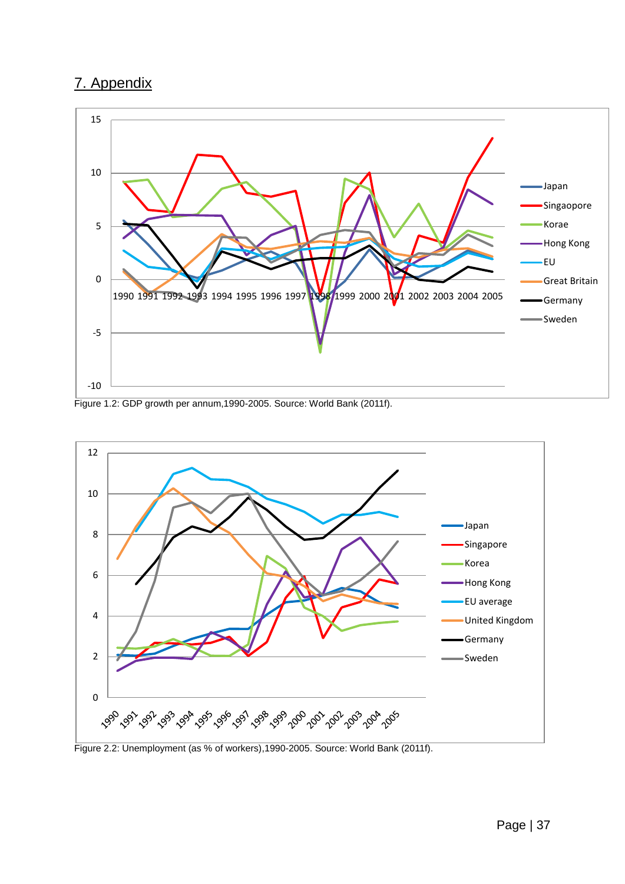## 7. Appendix

Figure 1.2: GDP growth per annum,1990-2005. Source: World Bank (2011f).

Figure 2.2: Unemployment (as % of workers),1990-2005. Source: World Bank (2011f).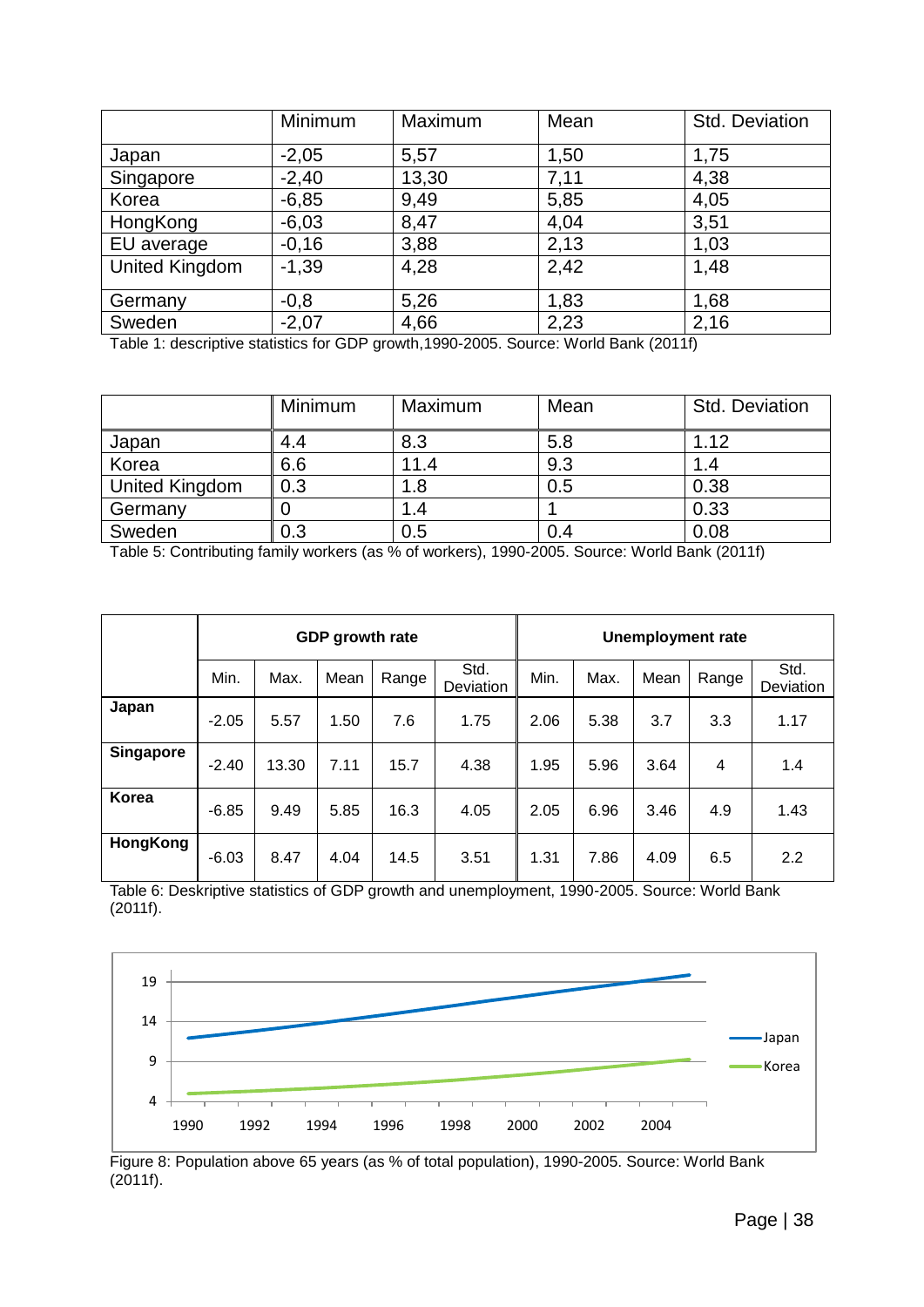| | Minimum | Maximum | Mean | Std. Deviation |
|---|---|---|---|---|
| Japan | -2,05 | 5,57 | 1,50 | 1,75 |
| Singapore | -2,40 | 13,30 | 7,11 | 4,38 |
| Korea | -6,85 | 9,49 | 5,85 | 4,05 |
| HongKong | -6,03 | 8,47 | 4,04 | 3,51 |
| EU average | -0,16 | 3,88 | 2,13 | 1,03 |
| United Kingdom | -1,39 | 4,28 | 2,42 | 1,48 |
| Germany | -0,8 | 5,26 | 1,83 | 1,68 |
| Sweden | -2,07 | 4,66 | 2,23 | 2,16 |

Table 1: descriptive statistics for GDP growth,1990-2005. Source: World Bank (2011f)

| | Minimum | Maximum | Mean | Std. Deviation |
|---|---|---|---|---|
| Japan | 4.4 | 8.3 | 5.8 | 1.12 |
| Korea | 6.6 | 11.4 | 9.3 | 1.4 |
| United Kingdom | 0.3 | 1.8 | 0.5 | 0.38 |
| Germany | 0 | 1.4 | 1 | 0.33 |
| Sweden | 0.3 | 0.5 | 0.4 | 0.08 |

Table 5: Contributing family workers (as % of workers), 1990-2005. Source: World Bank (2011f)

| | **GDP growth rate** | | | | | **Unemployment rate** | | | | |
|---|---|---|---|---|---|---|---|---|---|---|
| | Min. | Max. | Mean | Range | Std. Deviation | Min. | Max. | Mean | Range | Std. Deviation |
| **Japan** | -2.05 | 5.57 | 1.50 | 7.6 | 1.75 | 2.06 | 5.38 | 3.7 | 3.3 | 1.17 |
| **Singapore** | -2.40 | 13.30 | 7.11 | 15.7 | 4.38 | 1.95 | 5.96 | 3.64 | 4 | 1.4 |
| **Korea** | -6.85 | 9.49 | 5.85 | 16.3 | 4.05 | 2.05 | 6.96 | 3.46 | 4.9 | 1.43 |
| **HongKong** | -6.03 | 8.47 | 4.04 | 14.5 | 3.51 | 1.31 | 7.86 | 4.09 | 6.5 | 2.2 |

Table 6: Deskriptive statistics of GDP growth and unemployment, 1990-2005. Source: World Bank (2011f).

Figure 8: Population above 65 years (as % of total population), 1990-2005. Source: World Bank (2011f).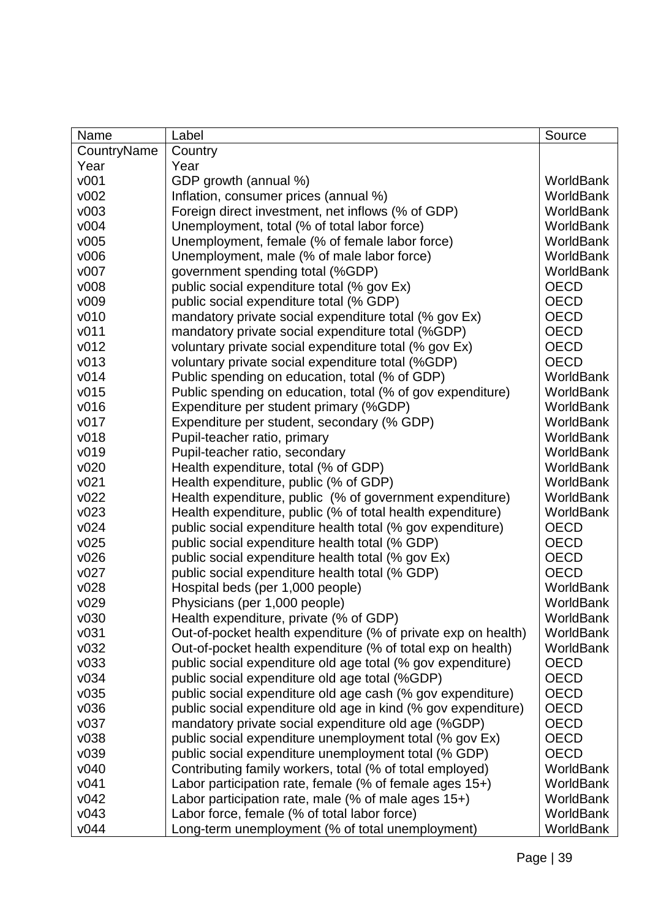| Name | Label | Source |
|---|---|---|
| CountryName | Country | |
| Year | Year | |
| v001 | GDP growth (annual %) | WorldBank |
| v002 | Inflation, consumer prices (annual %) | WorldBank |
| v003 | Foreign direct investment, net inflows (% of GDP) | WorldBank |
| v004 | Unemployment, total (% of total labor force) | WorldBank |
| v005 | Unemployment, female (% of female labor force) | WorldBank |
| v006 | Unemployment, male (% of male labor force) | WorldBank |
| v007 | government spending total (%GDP) | WorldBank |
| v008 | public social expenditure total (% gov Ex) | OECD |
| v009 | public social expenditure total (% GDP) | OECD |
| v010 | mandatory private social expenditure total (% gov Ex) | OECD |
| v011 | mandatory private social expenditure total (%GDP) | OECD |
| v012 | voluntary private social expenditure total (% gov Ex) | OECD |
| v013 | voluntary private social expenditure total (%GDP) | OECD |
| v014 | Public spending on education, total (% of GDP) | WorldBank |
| v015 | Public spending on education, total (% of gov expenditure) | WorldBank |
| v016 | Expenditure per student primary (%GDP) | WorldBank |
| v017 | Expenditure per student, secondary (% GDP) | WorldBank |
| v018 | Pupil-teacher ratio, primary | WorldBank |
| v019 | Pupil-teacher ratio, secondary | WorldBank |
| v020 | Health expenditure, total (% of GDP) | WorldBank |
| v021 | Health expenditure, public (% of GDP) | WorldBank |
| v022 | Health expenditure, public (% of government expenditure) | WorldBank |
| v023 | Health expenditure, public (% of total health expenditure) | WorldBank |
| v024 | public social expenditure health total (% gov expenditure) | OECD |
| v025 | public social expenditure health total (% GDP) | OECD |
| v026 | public social expenditure health total (% gov Ex) | OECD |
| v027 | public social expenditure health total (% GDP) | OECD |
| v028 | Hospital beds (per 1,000 people) | WorldBank |
| v029 | Physicians (per 1,000 people) | WorldBank |
| v030 | Health expenditure, private (% of GDP) | WorldBank |
| v031 | Out-of-pocket health expenditure (% of private exp on health) | WorldBank |
| v032 | Out-of-pocket health expenditure (% of total exp on health) | WorldBank |
| v033 | public social expenditure old age total (% gov expenditure) | OECD |
| v034 | public social expenditure old age total (%GDP) | OECD |
| v035 | public social expenditure old age cash (% gov expenditure) | OECD |
| v036 | public social expenditure old age in kind (% gov expenditure) | OECD |
| v037 | mandatory private social expenditure old age (%GDP) | OECD |
| v038 | public social expenditure unemployment total (% gov Ex) | OECD |
| v039 | public social expenditure unemployment total (% GDP) | OECD |
| v040 | Contributing family workers, total (% of total employed) | WorldBank |
| v041 | Labor participation rate, female (% of female ages 15+) | WorldBank |
| v042 | Labor participation rate, male (% of male ages 15+) | WorldBank |
| v043 | Labor force, female (% of total labor force) | WorldBank |
| v044 | Long-term unemployment (% of total unemployment) | WorldBank |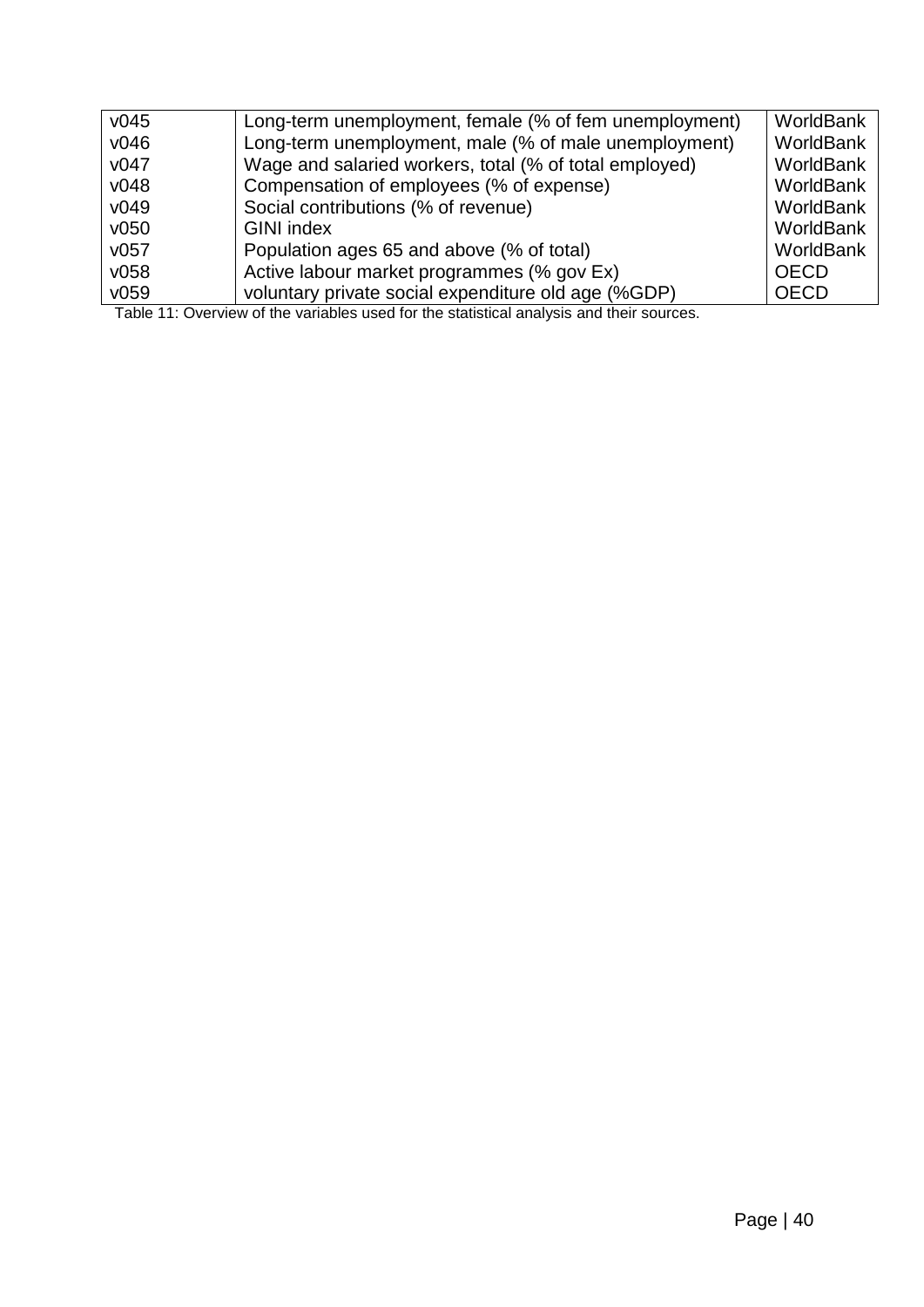| | | |
|---|---|---|
| v045 | Long-term unemployment, female (% of fem unemployment) | WorldBank |
| v046 | Long-term unemployment, male (% of male unemployment) | WorldBank |
| v047 | Wage and salaried workers, total (% of total employed) | WorldBank |
| v048 | Compensation of employees (% of expense) | WorldBank |
| v049 | Social contributions (% of revenue) | WorldBank |
| v050 | GINI index | WorldBank |
| v057 | Population ages 65 and above (% of total) | WorldBank |
| v058 | Active labour market programmes (% gov Ex) | OECD |
| v059 | voluntary private social expenditure old age (%GDP) | OECD |

Table 11: Overview of the variables used for the statistical analysis and their sources.